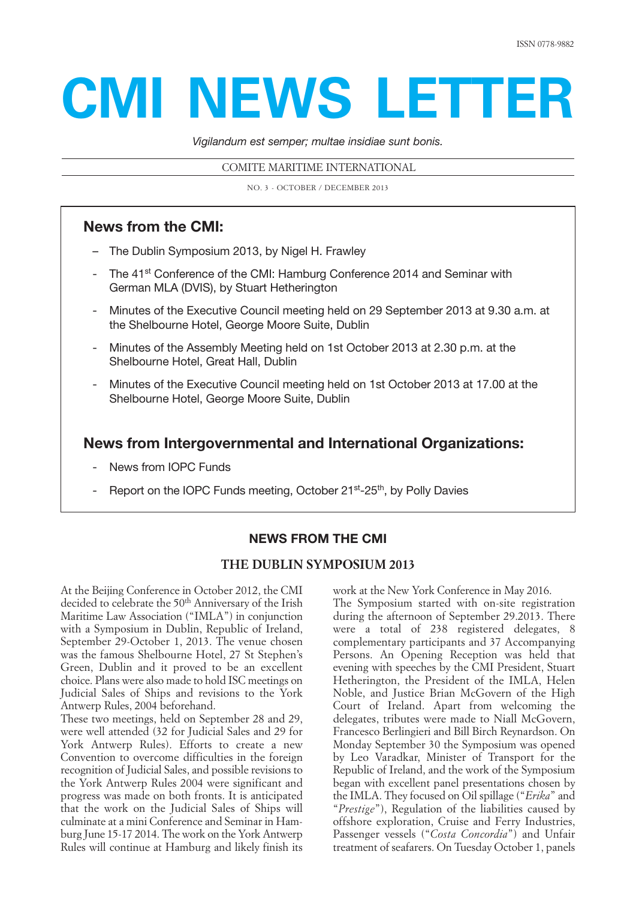ISSN 0778-9882

# CMI NEWS LETTER

*Vigilandum est semper; multae insidiae sunt bonis.*

COMITE MARITIME INTERNATIONAL

NO. 3 - OCTOBER / DECEMBER 2013

## News from the CMI:

- The Dublin Symposium 2013, by Nigel H. Frawley
- The 41st Conference of the CMI: Hamburg Conference 2014 and Seminar with German MLA (DVIS), by Stuart Hetherington
- Minutes of the Executive Council meeting held on 29 September 2013 at 9.30 a.m. at the Shelbourne Hotel, George Moore Suite, Dublin
- Minutes of the Assembly Meeting held on 1st October 2013 at 2.30 p.m. at the Shelbourne Hotel, Great Hall, Dublin
- Minutes of the Executive Council meeting held on 1st October 2013 at 17.00 at the Shelbourne Hotel, George Moore Suite, Dublin

## News from Intergovernmental and International Organizations:

- News from IOPC Funds
- Report on the IOPC Funds meeting, October 21st-25th, by Polly Davies

## NEWS FROM THE CMI

### THE DUBLIN SYMPOSIUM 2013

At the Beijing Conference in October 2012, the CMI decided to celebrate the 50th Anniversary of the Irish Maritime Law Association ("IMLA") in conjunction with a Symposium in Dublin, Republic of Ireland, September 29-October 1, 2013. The venue chosen was the famous Shelbourne Hotel, 27 St Stephen's Green, Dublin and it proved to be an excellent choice. Plans were also made to hold ISC meetings on Judicial Sales of Ships and revisions to the York Antwerp Rules, 2004 beforehand.

These two meetings, held on September 28 and 29, were well attended (32 for Judicial Sales and 29 for York Antwerp Rules). Efforts to create a new Convention to overcome difficulties in the foreign recognition of Judicial Sales, and possible revisions to the York Antwerp Rules 2004 were significant and progress was made on both fronts. It is anticipated that the work on the Judicial Sales of Ships will culminate at a mini Conference and Seminar in Hamburg June 15-17 2014. The work on the York Antwerp Rules will continue at Hamburg and likely finish its work at the New York Conference in May 2016.

The Symposium started with on-site registration during the afternoon of September 29.2013. There were a total of 238 registered delegates, 8 complementary participants and 37 Accompanying Persons. An Opening Reception was held that evening with speeches by the CMI President, Stuart Hetherington, the President of the IMLA, Helen Noble, and Justice Brian McGovern of the High Court of Ireland. Apart from welcoming the delegates, tributes were made to Niall McGovern, Francesco Berlingieri and Bill Birch Reynardson. On Monday September 30 the Symposium was opened by Leo Varadkar, Minister of Transport for the Republic of Ireland, and the work of the Symposium began with excellent panel presentations chosen by the IMLA. They focused on Oil spillage ("*Erika*" and "*Prestige*"), Regulation of the liabilities caused by offshore exploration, Cruise and Ferry Industries, Passenger vessels ("*Costa Concordia*") and Unfair treatment of seafarers. On Tuesday October 1, panels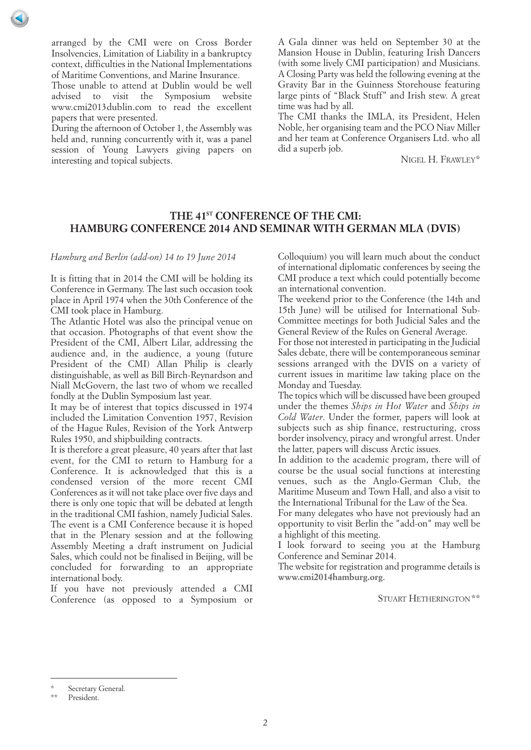arranged by the CMI were on Cross Border Insolvencies, Limitation of Liability in a bankruptcy context, difficulties in the National Implementations of Maritime Conventions, and Marine Insurance.

Those unable to attend at Dublin would be well advised to visit the Symposium website www.cmi2013dublin.com to read the excellent papers that were presented.

During the afternoon of October 1, the Assembly was held and, running concurrently with it, was a panel session of Young Lawyers giving papers on interesting and topical subjects.

A Gala dinner was held on September 30 at the Mansion House in Dublin, featuring Irish Dancers (with some lively CMI participation) and Musicians. A Closing Party was held the following evening at the Gravity Bar in the Guinness Storehouse featuring large pints of "Black Stuff" and Irish stew. A great time was had by all.

The CMI thanks the IMLA, its President, Helen Noble, her organising team and the PCO Niav Miller and her team at Conference Organisers Ltd. who all did a superb job.

NIGEL H. FRAWLEY*

## THE 41ST CONFERENCE OF THE CMI: HAMBURG CONFERENCE 2014 AND SEMINAR WITH GERMAN MLA (DVIS)

*Hamburg and Berlin (add-on) 14 to 19 June 2014*

It is fitting that in 2014 the CMI will be holding its Conference in Germany. The last such occasion took place in April 1974 when the 30th Conference of the CMI took place in Hamburg.

The Atlantic Hotel was also the principal venue on that occasion. Photographs of that event show the President of the CMI, Albert Lilar, addressing the audience and, in the audience, a young (future President of the CMI) Allan Philip is clearly distinguishable, as well as Bill Birch-Reynardson and Niall McGovern, the last two of whom we recalled fondly at the Dublin Symposium last year.

It may be of interest that topics discussed in 1974 included the Limitation Convention 1957, Revision of the Hague Rules, Revision of the York Antwerp Rules 1950, and shipbuilding contracts.

It is therefore a great pleasure, 40 years after that last event, for the CMI to return to Hamburg for a Conference. It is acknowledged that this is a condensed version of the more recent CMI Conferences as it will not take place over five days and there is only one topic that will be debated at length in the traditional CMI fashion, namely Judicial Sales. The event is a CMI Conference because it is hoped that in the Plenary session and at the following Assembly Meeting a draft instrument on Judicial Sales, which could not be finalised in Beijing, will be concluded for forwarding to an appropriate international body.

If you have not previously attended a CMI Conference (as opposed to a Symposium or Colloquium) you will learn much about the conduct of international diplomatic conferences by seeing the CMI produce a text which could potentially become an international convention.

The weekend prior to the Conference (the 14th and 15th June) will be utilised for International Sub-Committee meetings for both Judicial Sales and the General Review of the Rules on General Average.

For those not interested in participating in the Judicial Sales debate, there will be contemporaneous seminar sessions arranged with the DVIS on a variety of current issues in maritime law taking place on the Monday and Tuesday.

The topics which will be discussed have been grouped under the themes *Ships in Hot Water* and *Ships in Cold Water*. Under the former, papers will look at subjects such as ship finance, restructuring, cross border insolvency, piracy and wrongful arrest. Under the latter, papers will discuss Arctic issues.

In addition to the academic program, there will of course be the usual social functions at interesting venues, such as the Anglo-German Club, the Maritime Museum and Town Hall, and also a visit to the International Tribunal for the Law of the Sea.

For many delegates who have not previously had an opportunity to visit Berlin the "add-on" may well be a highlight of this meeting.

I look forward to seeing you at the Hamburg Conference and Seminar 2014.

The website for registration and programme details is **www.cmi2014hamburg.org**.

STUART HETHERINGTON**

---

\* Secretary General.

\*\* President.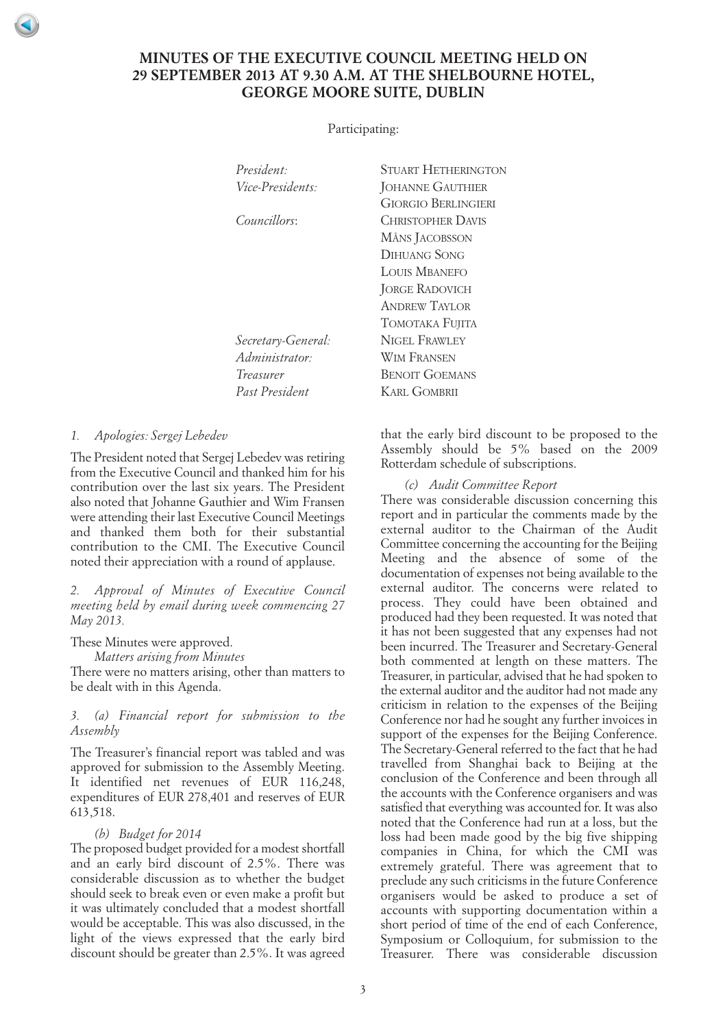# MINUTES OF THE EXECUTIVE COUNCIL MEETING HELD ON 29 SEPTEMBER 2013 AT 9.30 A.M. AT THE SHELBOURNE HOTEL, GEORGE MOORE SUITE, DUBLIN

Participating:

| | |
|---|---|
| *President:* | STUART HETHERINGTON |
| *Vice-Presidents:* | JOHANNE GAUTHIER |
| | GIORGIO BERLINGIERI |
| *Councillors:* | CHRISTOPHER DAVIS |
| | MÅNS JACOBSSON |
| | DIHUANG SONG |
| | LOUIS MBANEFO |
| | JORGE RADOVICH |
| | ANDREW TAYLOR |
| | TOMOTAKA FUJITA |
| *Secretary-General:* | NIGEL FRAWLEY |
| *Administrator:* | WIM FRANSEN |
| *Treasurer* | BENOIT GOEMANS |
| *Past President* | KARL GOMBRII |

*1. Apologies: Sergej Lebedev*

The President noted that Sergej Lebedev was retiring from the Executive Council and thanked him for his contribution over the last six years. The President also noted that Johanne Gauthier and Wim Fransen were attending their last Executive Council Meetings and thanked them both for their substantial contribution to the CMI. The Executive Council noted their appreciation with a round of applause.

*2. Approval of Minutes of Executive Council meeting held by email during week commencing 27 May 2013.*

These Minutes were approved.

*Matters arising from Minutes*

There were no matters arising, other than matters to be dealt with in this Agenda.

*3. (a) Financial report for submission to the Assembly*

The Treasurer's financial report was tabled and was approved for submission to the Assembly Meeting. It identified net revenues of EUR 116,248, expenditures of EUR 278,401 and reserves of EUR 613,518.

*(b) Budget for 2014*

The proposed budget provided for a modest shortfall and an early bird discount of 2.5%. There was considerable discussion as to whether the budget should seek to break even or even make a profit but it was ultimately concluded that a modest shortfall would be acceptable. This was also discussed, in the light of the views expressed that the early bird discount should be greater than 2.5%. It was agreed that the early bird discount to be proposed to the Assembly should be 5% based on the 2009 Rotterdam schedule of subscriptions.

*(c) Audit Committee Report*

There was considerable discussion concerning this report and in particular the comments made by the external auditor to the Chairman of the Audit Committee concerning the accounting for the Beijing Meeting and the absence of some of the documentation of expenses not being available to the external auditor. The concerns were related to process. They could have been obtained and produced had they been requested. It was noted that it has not been suggested that any expenses had not been incurred. The Treasurer and Secretary-General both commented at length on these matters. The Treasurer, in particular, advised that he had spoken to the external auditor and the auditor had not made any criticism in relation to the expenses of the Beijing Conference nor had he sought any further invoices in support of the expenses for the Beijing Conference. The Secretary-General referred to the fact that he had travelled from Shanghai back to Beijing at the conclusion of the Conference and been through all the accounts with the Conference organisers and was satisfied that everything was accounted for. It was also noted that the Conference had run at a loss, but the loss had been made good by the big five shipping companies in China, for which the CMI was extremely grateful. There was agreement that to preclude any such criticisms in the future Conference organisers would be asked to produce a set of accounts with supporting documentation within a short period of time of the end of each Conference, Symposium or Colloquium, for submission to the Treasurer. There was considerable discussion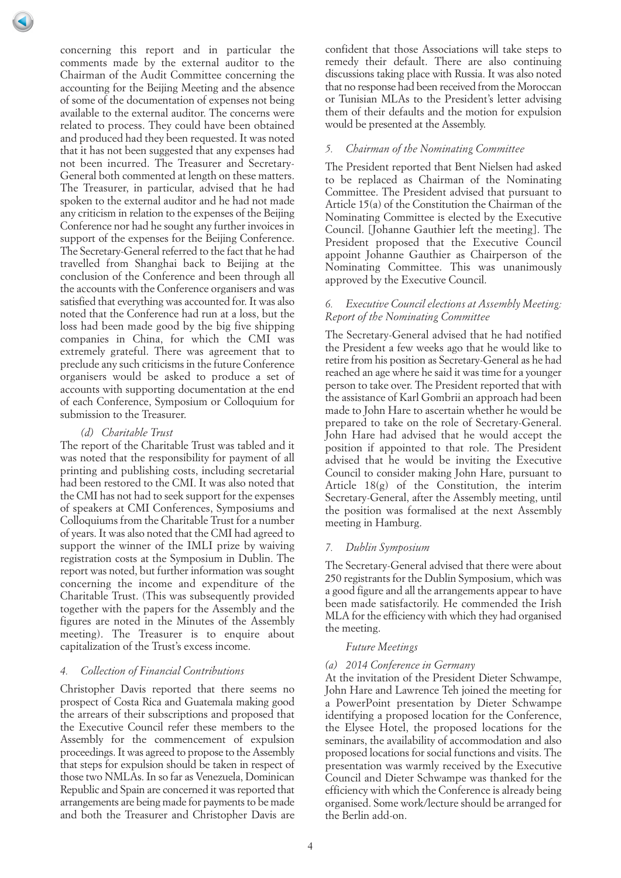concerning this report and in particular the comments made by the external auditor to the Chairman of the Audit Committee concerning the accounting for the Beijing Meeting and the absence of some of the documentation of expenses not being available to the external auditor. The concerns were related to process. They could have been obtained and produced had they been requested. It was noted that it has not been suggested that any expenses had not been incurred. The Treasurer and Secretary-General both commented at length on these matters. The Treasurer, in particular, advised that he had spoken to the external auditor and he had not made any criticism in relation to the expenses of the Beijing Conference nor had he sought any further invoices in support of the expenses for the Beijing Conference. The Secretary-General referred to the fact that he had travelled from Shanghai back to Beijing at the conclusion of the Conference and been through all the accounts with the Conference organisers and was satisfied that everything was accounted for. It was also noted that the Conference had run at a loss, but the loss had been made good by the big five shipping companies in China, for which the CMI was extremely grateful. There was agreement that to preclude any such criticisms in the future Conference organisers would be asked to produce a set of accounts with supporting documentation at the end of each Conference, Symposium or Colloquium for submission to the Treasurer.

*(d) Charitable Trust*

The report of the Charitable Trust was tabled and it was noted that the responsibility for payment of all printing and publishing costs, including secretarial had been restored to the CMI. It was also noted that the CMI has not had to seek support for the expenses of speakers at CMI Conferences, Symposiums and Colloquiums from the Charitable Trust for a number of years. It was also noted that the CMI had agreed to support the winner of the IMLI prize by waiving registration costs at the Symposium in Dublin. The report was noted, but further information was sought concerning the income and expenditure of the Charitable Trust. (This was subsequently provided together with the papers for the Assembly and the figures are noted in the Minutes of the Assembly meeting). The Treasurer is to enquire about capitalization of the Trust's excess income.

### *4. Collection of Financial Contributions*

Christopher Davis reported that there seems no prospect of Costa Rica and Guatemala making good the arrears of their subscriptions and proposed that the Executive Council refer these members to the Assembly for the commencement of expulsion proceedings. It was agreed to propose to the Assembly that steps for expulsion should be taken in respect of those two NMLAs. In so far as Venezuela, Dominican Republic and Spain are concerned it was reported that arrangements are being made for payments to be made and both the Treasurer and Christopher Davis are confident that those Associations will take steps to remedy their default. There are also continuing discussions taking place with Russia. It was also noted that no response had been received from the Moroccan or Tunisian MLAs to the President's letter advising them of their defaults and the motion for expulsion would be presented at the Assembly.

### *5. Chairman of the Nominating Committee*

The President reported that Bent Nielsen had asked to be replaced as Chairman of the Nominating Committee. The President advised that pursuant to Article 15(a) of the Constitution the Chairman of the Nominating Committee is elected by the Executive Council. [Johanne Gauthier left the meeting]. The President proposed that the Executive Council appoint Johanne Gauthier as Chairperson of the Nominating Committee. This was unanimously approved by the Executive Council.

### *6. Executive Council elections at Assembly Meeting: Report of the Nominating Committee*

The Secretary-General advised that he had notified the President a few weeks ago that he would like to retire from his position as Secretary-General as he had reached an age where he said it was time for a younger person to take over. The President reported that with the assistance of Karl Gombrii an approach had been made to John Hare to ascertain whether he would be prepared to take on the role of Secretary-General. John Hare had advised that he would accept the position if appointed to that role. The President advised that he would be inviting the Executive Council to consider making John Hare, pursuant to Article 18(g) of the Constitution, the interim Secretary-General, after the Assembly meeting, until the position was formalised at the next Assembly meeting in Hamburg.

### *7. Dublin Symposium*

The Secretary-General advised that there were about 250 registrants for the Dublin Symposium, which was a good figure and all the arrangements appear to have been made satisfactorily. He commended the Irish MLA for the efficiency with which they had organised the meeting.

*Future Meetings*

*(a) 2014 Conference in Germany*

At the invitation of the President Dieter Schwampe, John Hare and Lawrence Teh joined the meeting for a PowerPoint presentation by Dieter Schwampe identifying a proposed location for the Conference, the Elysee Hotel, the proposed locations for the seminars, the availability of accommodation and also proposed locations for social functions and visits. The presentation was warmly received by the Executive Council and Dieter Schwampe was thanked for the efficiency with which the Conference is already being organised. Some work/lecture should be arranged for the Berlin add-on.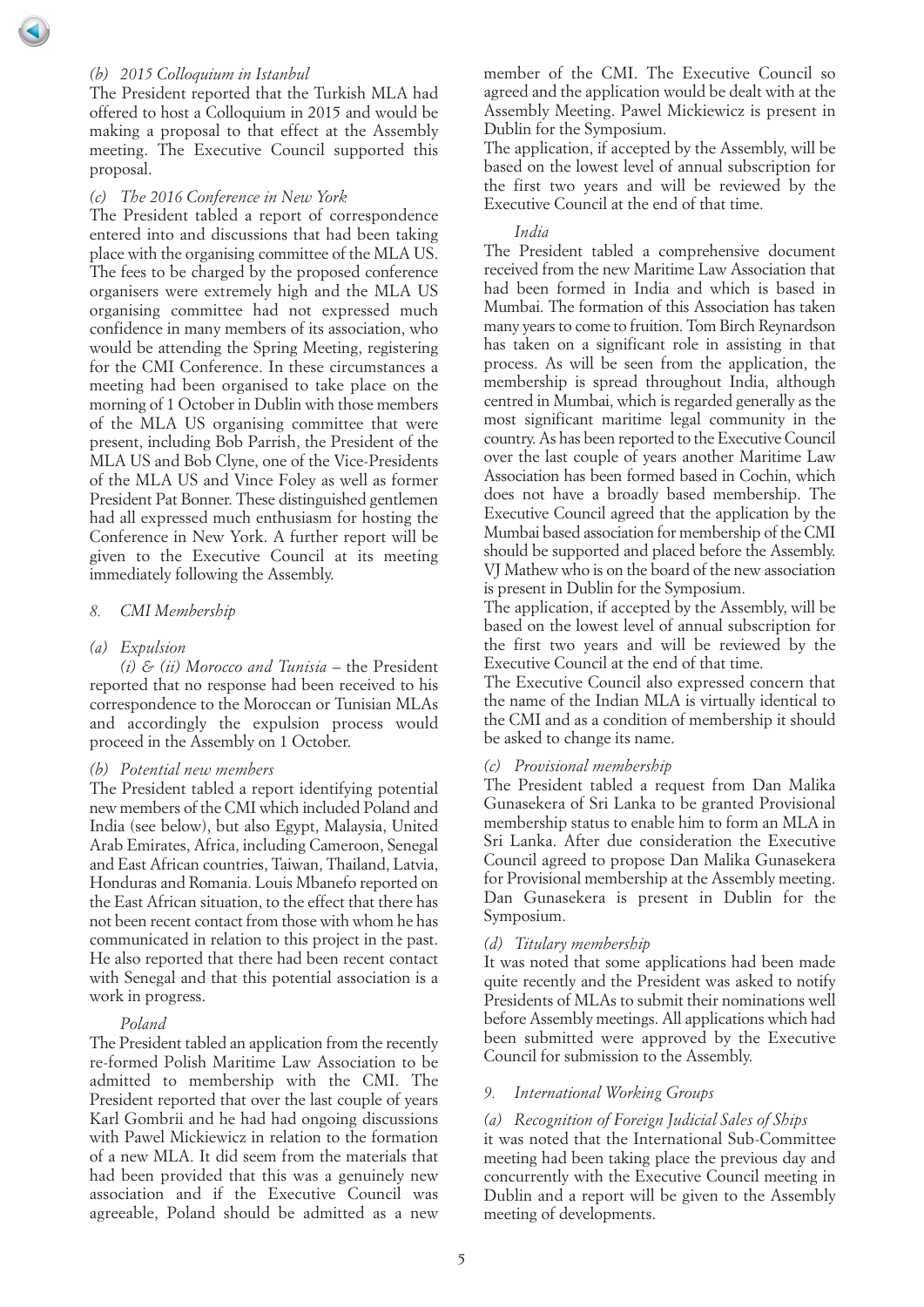*(b) 2015 Colloquium in Istanbul*

The President reported that the Turkish MLA had offered to host a Colloquium in 2015 and would be making a proposal to that effect at the Assembly meeting. The Executive Council supported this proposal.

*(c) The 2016 Conference in New York*

The President tabled a report of correspondence entered into and discussions that had been taking place with the organising committee of the MLA US. The fees to be charged by the proposed conference organisers were extremely high and the MLA US organising committee had not expressed much confidence in many members of its association, who would be attending the Spring Meeting, registering for the CMI Conference. In these circumstances a meeting had been organised to take place on the morning of 1 October in Dublin with those members of the MLA US organising committee that were present, including Bob Parrish, the President of the MLA US and Bob Clyne, one of the Vice-Presidents of the MLA US and Vince Foley as well as former President Pat Bonner. These distinguished gentlemen had all expressed much enthusiasm for hosting the Conference in New York. A further report will be given to the Executive Council at its meeting immediately following the Assembly.

## *8. CMI Membership*

*(a) Expulsion*

*(i) & (ii) Morocco and Tunisia* – the President reported that no response had been received to his correspondence to the Moroccan or Tunisian MLAs and accordingly the expulsion process would proceed in the Assembly on 1 October.

*(b) Potential new members*

The President tabled a report identifying potential new members of the CMI which included Poland and India (see below), but also Egypt, Malaysia, United Arab Emirates, Africa, including Cameroon, Senegal and East African countries, Taiwan, Thailand, Latvia, Honduras and Romania. Louis Mbanefo reported on the East African situation, to the effect that there has not been recent contact from those with whom he has communicated in relation to this project in the past. He also reported that there had been recent contact with Senegal and that this potential association is a work in progress.

*Poland*

The President tabled an application from the recently re-formed Polish Maritime Law Association to be admitted to membership with the CMI. The President reported that over the last couple of years Karl Gombrii and he had had ongoing discussions with Pawel Mickiewicz in relation to the formation of a new MLA. It did seem from the materials that had been provided that this was a genuinely new association and if the Executive Council was agreeable, Poland should be admitted as a new member of the CMI. The Executive Council so agreed and the application would be dealt with at the Assembly Meeting. Pawel Mickiewicz is present in Dublin for the Symposium.

The application, if accepted by the Assembly, will be based on the lowest level of annual subscription for the first two years and will be reviewed by the Executive Council at the end of that time.

*India*

The President tabled a comprehensive document received from the new Maritime Law Association that had been formed in India and which is based in Mumbai. The formation of this Association has taken many years to come to fruition. Tom Birch Reynardson has taken on a significant role in assisting in that process. As will be seen from the application, the membership is spread throughout India, although centred in Mumbai, which is regarded generally as the most significant maritime legal community in the country. As has been reported to the Executive Council over the last couple of years another Maritime Law Association has been formed based in Cochin, which does not have a broadly based membership. The Executive Council agreed that the application by the Mumbai based association for membership of the CMI should be supported and placed before the Assembly. VJ Mathew who is on the board of the new association is present in Dublin for the Symposium.

The application, if accepted by the Assembly, will be based on the lowest level of annual subscription for the first two years and will be reviewed by the Executive Council at the end of that time.

The Executive Council also expressed concern that the name of the Indian MLA is virtually identical to the CMI and as a condition of membership it should be asked to change its name.

*(c) Provisional membership*

The President tabled a request from Dan Malika Gunasekera of Sri Lanka to be granted Provisional membership status to enable him to form an MLA in Sri Lanka. After due consideration the Executive Council agreed to propose Dan Malika Gunasekera for Provisional membership at the Assembly meeting. Dan Gunasekera is present in Dublin for the Symposium.

*(d) Titulary membership*

It was noted that some applications had been made quite recently and the President was asked to notify Presidents of MLAs to submit their nominations well before Assembly meetings. All applications which had been submitted were approved by the Executive Council for submission to the Assembly.

## *9. International Working Groups*

*(a) Recognition of Foreign Judicial Sales of Ships*

it was noted that the International Sub-Committee meeting had been taking place the previous day and concurrently with the Executive Council meeting in Dublin and a report will be given to the Assembly meeting of developments.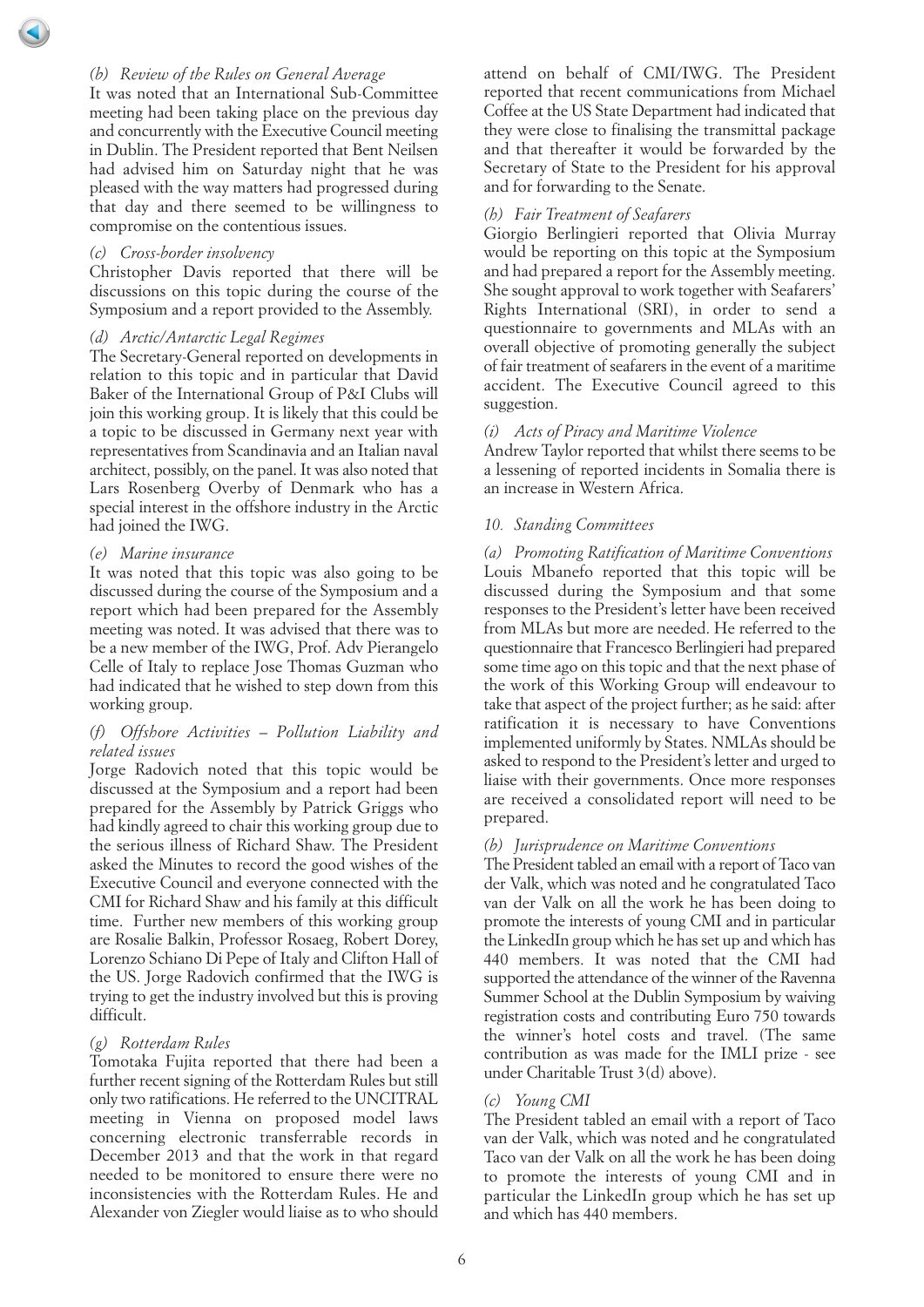*(b) Review of the Rules on General Average*

It was noted that an International Sub-Committee meeting had been taking place on the previous day and concurrently with the Executive Council meeting in Dublin. The President reported that Bent Neilsen had advised him on Saturday night that he was pleased with the way matters had progressed during that day and there seemed to be willingness to compromise on the contentious issues.

*(c) Cross-border insolvency*

Christopher Davis reported that there will be discussions on this topic during the course of the Symposium and a report provided to the Assembly.

*(d) Arctic/Antarctic Legal Regimes*

The Secretary-General reported on developments in relation to this topic and in particular that David Baker of the International Group of P&I Clubs will join this working group. It is likely that this could be a topic to be discussed in Germany next year with representatives from Scandinavia and an Italian naval architect, possibly, on the panel. It was also noted that Lars Rosenberg Overby of Denmark who has a special interest in the offshore industry in the Arctic had joined the IWG.

*(e) Marine insurance*

It was noted that this topic was also going to be discussed during the course of the Symposium and a report which had been prepared for the Assembly meeting was noted. It was advised that there was to be a new member of the IWG, Prof. Adv Pierangelo Celle of Italy to replace Jose Thomas Guzman who had indicated that he wished to step down from this working group.

*(f) Offshore Activities – Pollution Liability and related issues*

Jorge Radovich noted that this topic would be discussed at the Symposium and a report had been prepared for the Assembly by Patrick Griggs who had kindly agreed to chair this working group due to the serious illness of Richard Shaw. The President asked the Minutes to record the good wishes of the Executive Council and everyone connected with the CMI for Richard Shaw and his family at this difficult time. Further new members of this working group are Rosalie Balkin, Professor Rosaeg, Robert Dorey, Lorenzo Schiano Di Pepe of Italy and Clifton Hall of the US. Jorge Radovich confirmed that the IWG is trying to get the industry involved but this is proving difficult.

*(g) Rotterdam Rules*

Tomotaka Fujita reported that there had been a further recent signing of the Rotterdam Rules but still only two ratifications. He referred to the UNCITRAL meeting in Vienna on proposed model laws concerning electronic transferrable records in December 2013 and that the work in that regard needed to be monitored to ensure there were no inconsistencies with the Rotterdam Rules. He and Alexander von Ziegler would liaise as to who should attend on behalf of CMI/IWG. The President reported that recent communications from Michael Coffee at the US State Department had indicated that they were close to finalising the transmittal package and that thereafter it would be forwarded by the Secretary of State to the President for his approval and for forwarding to the Senate.

*(h) Fair Treatment of Seafarers*

Giorgio Berlingieri reported that Olivia Murray would be reporting on this topic at the Symposium and had prepared a report for the Assembly meeting. She sought approval to work together with Seafarers' Rights International (SRI), in order to send a questionnaire to governments and MLAs with an overall objective of promoting generally the subject of fair treatment of seafarers in the event of a maritime accident. The Executive Council agreed to this suggestion.

*(i) Acts of Piracy and Maritime Violence*

Andrew Taylor reported that whilst there seems to be a lessening of reported incidents in Somalia there is an increase in Western Africa.

*10. Standing Committees*

*(a) Promoting Ratification of Maritime Conventions*

Louis Mbanefo reported that this topic will be discussed during the Symposium and that some responses to the President's letter have been received from MLAs but more are needed. He referred to the questionnaire that Francesco Berlingieri had prepared some time ago on this topic and that the next phase of the work of this Working Group will endeavour to take that aspect of the project further; as he said: after ratification it is necessary to have Conventions implemented uniformly by States. NMLAs should be asked to respond to the President's letter and urged to liaise with their governments. Once more responses are received a consolidated report will need to be prepared.

*(b) Jurisprudence on Maritime Conventions*

The President tabled an email with a report of Taco van der Valk, which was noted and he congratulated Taco van der Valk on all the work he has been doing to promote the interests of young CMI and in particular the LinkedIn group which he has set up and which has 440 members. It was noted that the CMI had supported the attendance of the winner of the Ravenna Summer School at the Dublin Symposium by waiving registration costs and contributing Euro 750 towards the winner's hotel costs and travel. (The same contribution as was made for the IMLI prize - see under Charitable Trust 3(d) above).

*(c) Young CMI*

The President tabled an email with a report of Taco van der Valk, which was noted and he congratulated Taco van der Valk on all the work he has been doing to promote the interests of young CMI and in particular the LinkedIn group which he has set up and which has 440 members.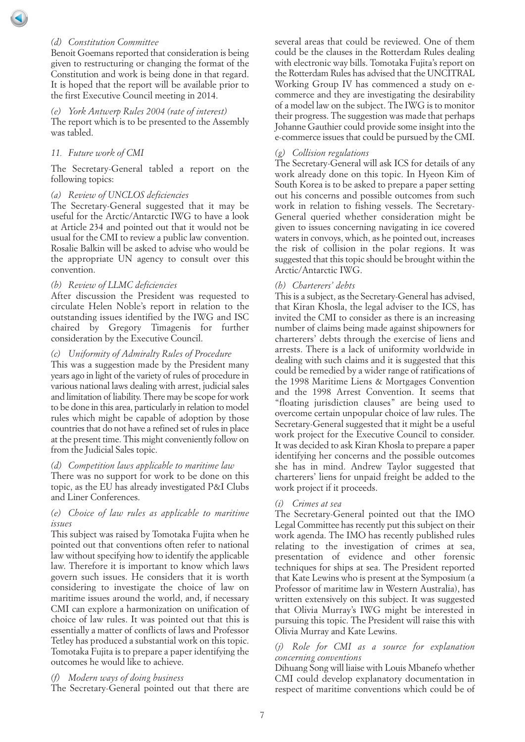*(d) Constitution Committee*

Benoit Goemans reported that consideration is being given to restructuring or changing the format of the Constitution and work is being done in that regard. It is hoped that the report will be available prior to the first Executive Council meeting in 2014.

*(e) York Antwerp Rules 2004 (rate of interest)*

The report which is to be presented to the Assembly was tabled.

*11. Future work of CMI*

The Secretary-General tabled a report on the following topics:

*(a) Review of UNCLOS deficiencies*

The Secretary-General suggested that it may be useful for the Arctic/Antarctic IWG to have a look at Article 234 and pointed out that it would not be usual for the CMI to review a public law convention. Rosalie Balkin will be asked to advise who would be the appropriate UN agency to consult over this convention.

*(b) Review of LLMC deficiencies*

After discussion the President was requested to circulate Helen Noble's report in relation to the outstanding issues identified by the IWG and ISC chaired by Gregory Timagenis for further consideration by the Executive Council.

*(c) Uniformity of Admiralty Rules of Procedure*

This was a suggestion made by the President many years ago in light of the variety of rules of procedure in various national laws dealing with arrest, judicial sales and limitation of liability. There may be scope for work to be done in this area, particularly in relation to model rules which might be capable of adoption by those countries that do not have a refined set of rules in place at the present time. This might conveniently follow on from the Judicial Sales topic.

*(d) Competition laws applicable to maritime law*

There was no support for work to be done on this topic, as the EU has already investigated P&I Clubs and Liner Conferences.

*(e) Choice of law rules as applicable to maritime issues*

This subject was raised by Tomotaka Fujita when he pointed out that conventions often refer to national law without specifying how to identify the applicable law. Therefore it is important to know which laws govern such issues. He considers that it is worth considering to investigate the choice of law on maritime issues around the world, and, if necessary CMI can explore a harmonization on unification of choice of law rules. It was pointed out that this is essentially a matter of conflicts of laws and Professor Tetley has produced a substantial work on this topic. Tomotaka Fujita is to prepare a paper identifying the outcomes he would like to achieve.

*(f) Modern ways of doing business*

The Secretary-General pointed out that there are several areas that could be reviewed. One of them could be the clauses in the Rotterdam Rules dealing with electronic way bills. Tomotaka Fujita's report on the Rotterdam Rules has advised that the UNCITRAL Working Group IV has commenced a study on e-commerce and they are investigating the desirability of a model law on the subject. The IWG is to monitor their progress. The suggestion was made that perhaps Johanne Gauthier could provide some insight into the e-commerce issues that could be pursued by the CMI.

*(g) Collision regulations*

The Secretary-General will ask ICS for details of any work already done on this topic. In Hyeon Kim of South Korea is to be asked to prepare a paper setting out his concerns and possible outcomes from such work in relation to fishing vessels. The Secretary-General queried whether consideration might be given to issues concerning navigating in ice covered waters in convoys, which, as he pointed out, increases the risk of collision in the polar regions. It was suggested that this topic should be brought within the Arctic/Antarctic IWG.

*(h) Charterers' debts*

This is a subject, as the Secretary-General has advised, that Kiran Khosla, the legal adviser to the ICS, has invited the CMI to consider as there is an increasing number of claims being made against shipowners for charterers' debts through the exercise of liens and arrests. There is a lack of uniformity worldwide in dealing with such claims and it is suggested that this could be remedied by a wider range of ratifications of the 1998 Maritime Liens & Mortgages Convention and the 1998 Arrest Convention. It seems that "floating jurisdiction clauses" are being used to overcome certain unpopular choice of law rules. The Secretary-General suggested that it might be a useful work project for the Executive Council to consider. It was decided to ask Kiran Khosla to prepare a paper identifying her concerns and the possible outcomes she has in mind. Andrew Taylor suggested that charterers' liens for unpaid freight be added to the work project if it proceeds.

*(i) Crimes at sea*

The Secretary-General pointed out that the IMO Legal Committee has recently put this subject on their work agenda. The IMO has recently published rules relating to the investigation of crimes at sea, presentation of evidence and other forensic techniques for ships at sea. The President reported that Kate Lewins who is present at the Symposium (a Professor of maritime law in Western Australia), has written extensively on this subject. It was suggested that Olivia Murray's IWG might be interested in pursuing this topic. The President will raise this with Olivia Murray and Kate Lewins.

*(j) Role for CMI as a source for explanation concerning conventions*

Dihuang Song will liaise with Louis Mbanefo whether CMI could develop explanatory documentation in respect of maritime conventions which could be of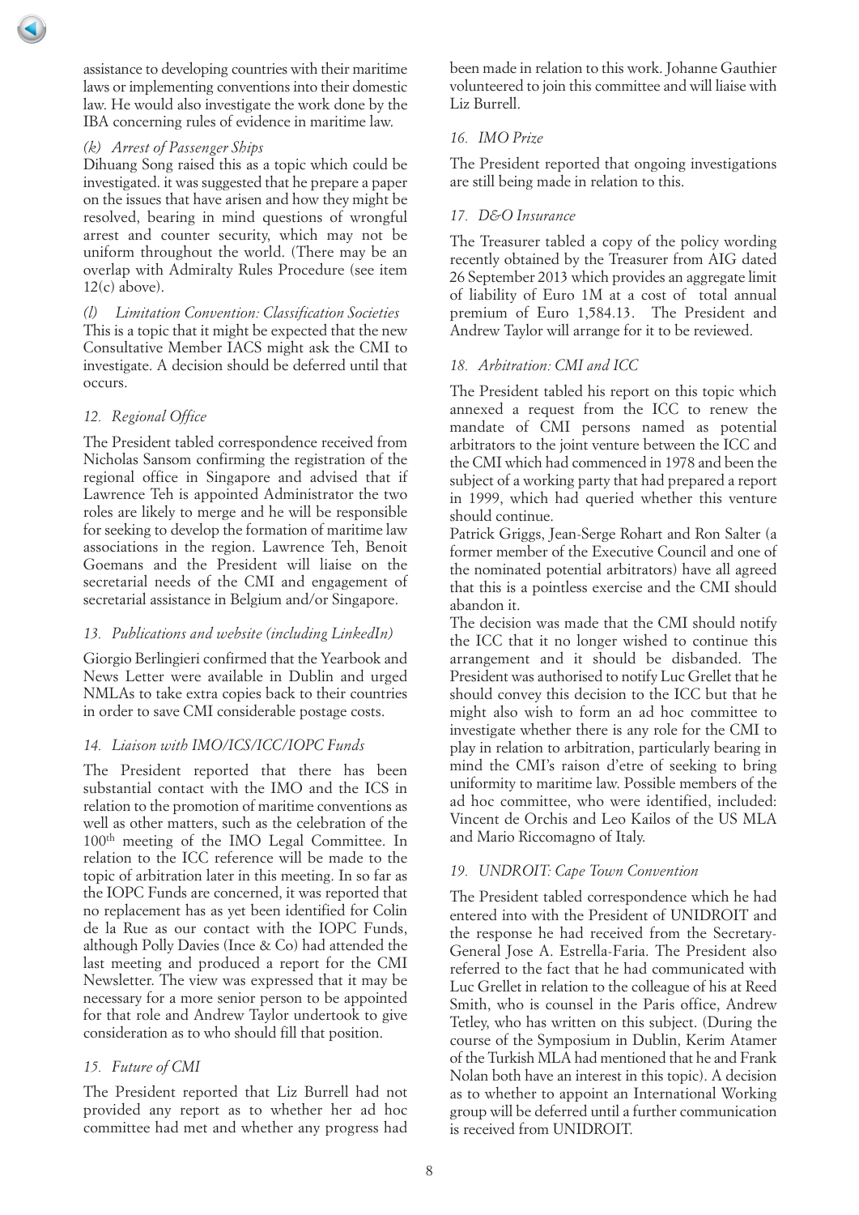assistance to developing countries with their maritime laws or implementing conventions into their domestic law. He would also investigate the work done by the IBA concerning rules of evidence in maritime law.

*(k) Arrest of Passenger Ships*

Dihuang Song raised this as a topic which could be investigated. it was suggested that he prepare a paper on the issues that have arisen and how they might be resolved, bearing in mind questions of wrongful arrest and counter security, which may not be uniform throughout the world. (There may be an overlap with Admiralty Rules Procedure (see item 12(c) above).

*(l) Limitation Convention: Classification Societies*

This is a topic that it might be expected that the new Consultative Member IACS might ask the CMI to investigate. A decision should be deferred until that occurs.

### *12. Regional Office*

The President tabled correspondence received from Nicholas Sansom confirming the registration of the regional office in Singapore and advised that if Lawrence Teh is appointed Administrator the two roles are likely to merge and he will be responsible for seeking to develop the formation of maritime law associations in the region. Lawrence Teh, Benoit Goemans and the President will liaise on the secretarial needs of the CMI and engagement of secretarial assistance in Belgium and/or Singapore.

### *13. Publications and website (including LinkedIn)*

Giorgio Berlingieri confirmed that the Yearbook and News Letter were available in Dublin and urged NMLAs to take extra copies back to their countries in order to save CMI considerable postage costs.

### *14. Liaison with IMO/ICS/ICC/IOPC Funds*

The President reported that there has been substantial contact with the IMO and the ICS in relation to the promotion of maritime conventions as well as other matters, such as the celebration of the 100th meeting of the IMO Legal Committee. In relation to the ICC reference will be made to the topic of arbitration later in this meeting. In so far as the IOPC Funds are concerned, it was reported that no replacement has as yet been identified for Colin de la Rue as our contact with the IOPC Funds, although Polly Davies (Ince & Co) had attended the last meeting and produced a report for the CMI Newsletter. The view was expressed that it may be necessary for a more senior person to be appointed for that role and Andrew Taylor undertook to give consideration as to who should fill that position.

### *15. Future of CMI*

The President reported that Liz Burrell had not provided any report as to whether her ad hoc committee had met and whether any progress had been made in relation to this work. Johanne Gauthier volunteered to join this committee and will liaise with Liz Burrell.

### *16. IMO Prize*

The President reported that ongoing investigations are still being made in relation to this.

### *17. D&O Insurance*

The Treasurer tabled a copy of the policy wording recently obtained by the Treasurer from AIG dated 26 September 2013 which provides an aggregate limit of liability of Euro 1M at a cost of total annual premium of Euro 1,584.13. The President and Andrew Taylor will arrange for it to be reviewed.

### *18. Arbitration: CMI and ICC*

The President tabled his report on this topic which annexed a request from the ICC to renew the mandate of CMI persons named as potential arbitrators to the joint venture between the ICC and the CMI which had commenced in 1978 and been the subject of a working party that had prepared a report in 1999, which had queried whether this venture should continue.

Patrick Griggs, Jean-Serge Rohart and Ron Salter (a former member of the Executive Council and one of the nominated potential arbitrators) have all agreed that this is a pointless exercise and the CMI should abandon it.

The decision was made that the CMI should notify the ICC that it no longer wished to continue this arrangement and it should be disbanded. The President was authorised to notify Luc Grellet that he should convey this decision to the ICC but that he might also wish to form an ad hoc committee to investigate whether there is any role for the CMI to play in relation to arbitration, particularly bearing in mind the CMI's raison d'etre of seeking to bring uniformity to maritime law. Possible members of the ad hoc committee, who were identified, included: Vincent de Orchis and Leo Kailos of the US MLA and Mario Riccomagno of Italy.

### *19. UNDROIT: Cape Town Convention*

The President tabled correspondence which he had entered into with the President of UNIDROIT and the response he had received from the Secretary-General Jose A. Estrella-Faria. The President also referred to the fact that he had communicated with Luc Grellet in relation to the colleague of his at Reed Smith, who is counsel in the Paris office, Andrew Tetley, who has written on this subject. (During the course of the Symposium in Dublin, Kerim Atamer of the Turkish MLA had mentioned that he and Frank Nolan both have an interest in this topic). A decision as to whether to appoint an International Working group will be deferred until a further communication is received from UNIDROIT.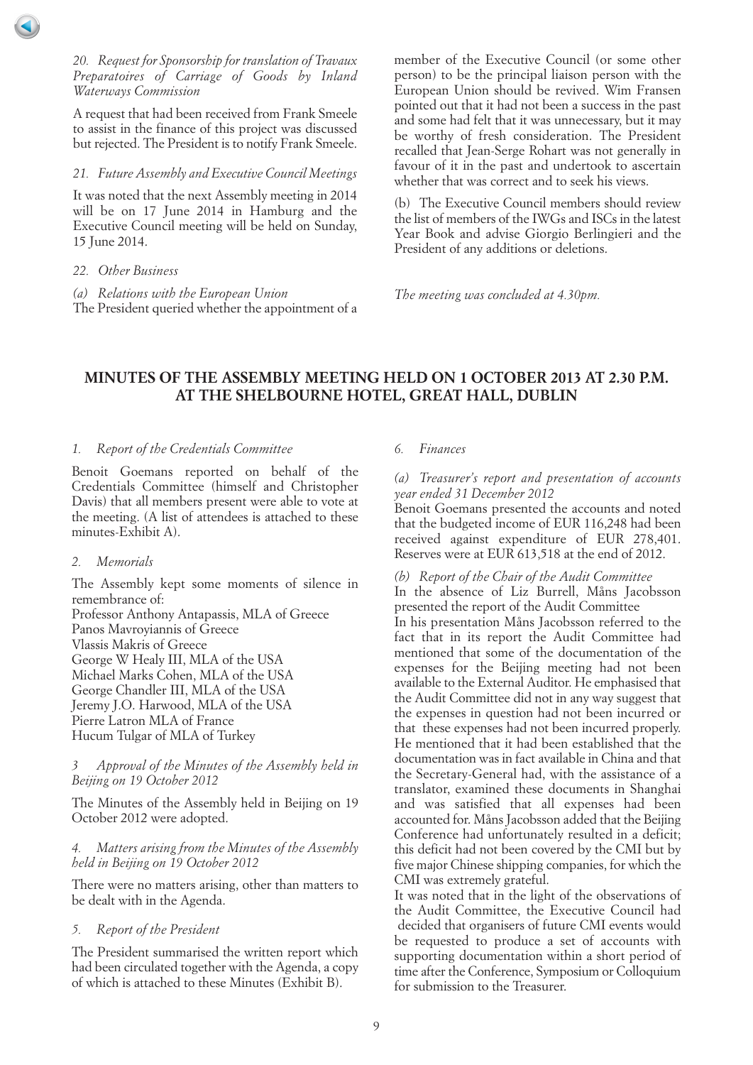*20. Request for Sponsorship for translation of Travaux Preparatoires of Carriage of Goods by Inland Waterways Commission*

A request that had been received from Frank Smeele to assist in the finance of this project was discussed but rejected. The President is to notify Frank Smeele.

*21. Future Assembly and Executive Council Meetings*

It was noted that the next Assembly meeting in 2014 will be on 17 June 2014 in Hamburg and the Executive Council meeting will be held on Sunday, 15 June 2014.

*22. Other Business*

*(a) Relations with the European Union*
The President queried whether the appointment of a member of the Executive Council (or some other person) to be the principal liaison person with the European Union should be revived. Wim Fransen pointed out that it had not been a success in the past and some had felt that it was unnecessary, but it may be worthy of fresh consideration. The President recalled that Jean-Serge Rohart was not generally in favour of it in the past and undertook to ascertain whether that was correct and to seek his views.

(b) The Executive Council members should review the list of members of the IWGs and ISCs in the latest Year Book and advise Giorgio Berlingieri and the President of any additions or deletions.

*The meeting was concluded at 4.30pm.*

## MINUTES OF THE ASSEMBLY MEETING HELD ON 1 OCTOBER 2013 AT 2.30 P.M. AT THE SHELBOURNE HOTEL, GREAT HALL, DUBLIN

*1. Report of the Credentials Committee*

Benoit Goemans reported on behalf of the Credentials Committee (himself and Christopher Davis) that all members present were able to vote at the meeting. (A list of attendees is attached to these minutes-Exhibit A).

*2. Memorials*

The Assembly kept some moments of silence in remembrance of:
Professor Anthony Antapassis, MLA of Greece
Panos Mavroyiannis of Greece
Vlassis Makris of Greece
George W Healy III, MLA of the USA
Michael Marks Cohen, MLA of the USA
George Chandler III, MLA of the USA
Jeremy J.O. Harwood, MLA of the USA
Pierre Latron MLA of France
Hucum Tulgar of MLA of Turkey

*3 Approval of the Minutes of the Assembly held in Beijing on 19 October 2012*

The Minutes of the Assembly held in Beijing on 19 October 2012 were adopted.

*4. Matters arising from the Minutes of the Assembly held in Beijing on 19 October 2012*

There were no matters arising, other than matters to be dealt with in the Agenda.

*5. Report of the President*

The President summarised the written report which had been circulated together with the Agenda, a copy of which is attached to these Minutes (Exhibit B).

*6. Finances*

*(a) Treasurer's report and presentation of accounts year ended 31 December 2012*
Benoit Goemans presented the accounts and noted that the budgeted income of EUR 116,248 had been received against expenditure of EUR 278,401. Reserves were at EUR 613,518 at the end of 2012.

*(b) Report of the Chair of the Audit Committee*
In the absence of Liz Burrell, Måns Jacobsson presented the report of the Audit Committee
In his presentation Måns Jacobsson referred to the fact that in its report the Audit Committee had mentioned that some of the documentation of the expenses for the Beijing meeting had not been available to the External Auditor. He emphasised that the Audit Committee did not in any way suggest that the expenses in question had not been incurred or that these expenses had not been incurred properly. He mentioned that it had been established that the documentation was in fact available in China and that the Secretary-General had, with the assistance of a translator, examined these documents in Shanghai and was satisfied that all expenses had been accounted for. Måns Jacobsson added that the Beijing Conference had unfortunately resulted in a deficit; this deficit had not been covered by the CMI but by five major Chinese shipping companies, for which the CMI was extremely grateful.
It was noted that in the light of the observations of the Audit Committee, the Executive Council had decided that organisers of future CMI events would be requested to produce a set of accounts with supporting documentation within a short period of time after the Conference, Symposium or Colloquium for submission to the Treasurer.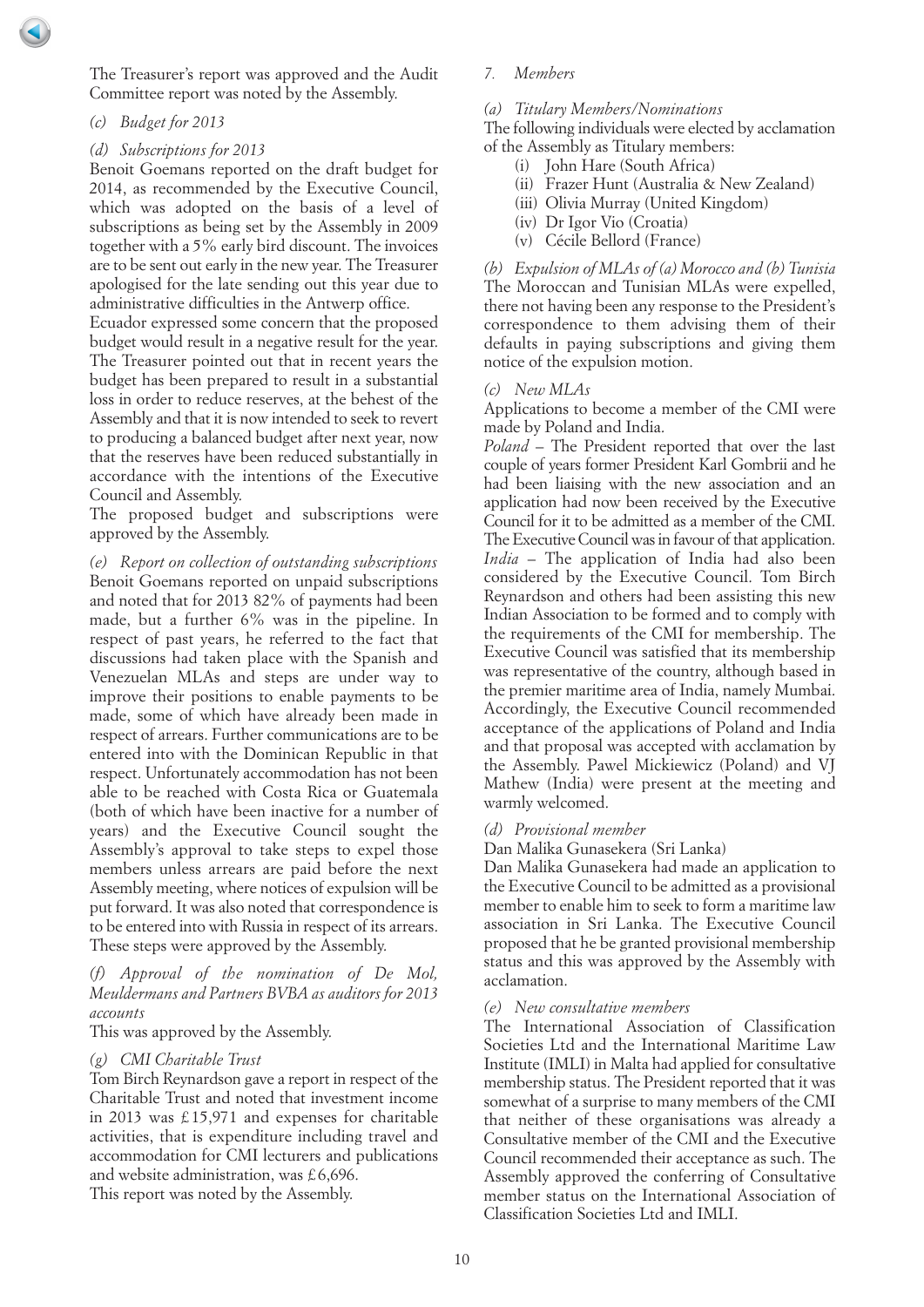The Treasurer's report was approved and the Audit Committee report was noted by the Assembly.

*(c) Budget for 2013*

*(d) Subscriptions for 2013*

Benoit Goemans reported on the draft budget for 2014, as recommended by the Executive Council, which was adopted on the basis of a level of subscriptions as being set by the Assembly in 2009 together with a 5% early bird discount. The invoices are to be sent out early in the new year. The Treasurer apologised for the late sending out this year due to administrative difficulties in the Antwerp office.

Ecuador expressed some concern that the proposed budget would result in a negative result for the year. The Treasurer pointed out that in recent years the budget has been prepared to result in a substantial loss in order to reduce reserves, at the behest of the Assembly and that it is now intended to seek to revert to producing a balanced budget after next year, now that the reserves have been reduced substantially in accordance with the intentions of the Executive Council and Assembly.

The proposed budget and subscriptions were approved by the Assembly.

*(e) Report on collection of outstanding subscriptions*

Benoit Goemans reported on unpaid subscriptions and noted that for 2013 82% of payments had been made, but a further 6% was in the pipeline. In respect of past years, he referred to the fact that discussions had taken place with the Spanish and Venezuelan MLAs and steps are under way to improve their positions to enable payments to be made, some of which have already been made in respect of arrears. Further communications are to be entered into with the Dominican Republic in that respect. Unfortunately accommodation has not been able to be reached with Costa Rica or Guatemala (both of which have been inactive for a number of years) and the Executive Council sought the Assembly's approval to take steps to expel those members unless arrears are paid before the next Assembly meeting, where notices of expulsion will be put forward. It was also noted that correspondence is to be entered into with Russia in respect of its arrears. These steps were approved by the Assembly.

*(f) Approval of the nomination of De Mol, Meuldermans and Partners BVBA as auditors for 2013 accounts*

This was approved by the Assembly.

*(g) CMI Charitable Trust*

Tom Birch Reynardson gave a report in respect of the Charitable Trust and noted that investment income in 2013 was £15,971 and expenses for charitable activities, that is expenditure including travel and accommodation for CMI lecturers and publications and website administration, was £6,696.

This report was noted by the Assembly.

*7. Members*

*(a) Titulary Members/Nominations*

The following individuals were elected by acclamation of the Assembly as Titulary members:

(i) John Hare (South Africa)
(ii) Frazer Hunt (Australia & New Zealand)
(iii) Olivia Murray (United Kingdom)
(iv) Dr Igor Vio (Croatia)
(v) Cécile Bellord (France)

*(b) Expulsion of MLAs of (a) Morocco and (b) Tunisia*

The Moroccan and Tunisian MLAs were expelled, there not having been any response to the President's correspondence to them advising them of their defaults in paying subscriptions and giving them notice of the expulsion motion.

*(c) New MLAs*

Applications to become a member of the CMI were made by Poland and India.

*Poland* – The President reported that over the last couple of years former President Karl Gombrii and he had been liaising with the new association and an application had now been received by the Executive Council for it to be admitted as a member of the CMI. The Executive Council was in favour of that application.

*India* – The application of India had also been considered by the Executive Council. Tom Birch Reynardson and others had been assisting this new Indian Association to be formed and to comply with the requirements of the CMI for membership. The Executive Council was satisfied that its membership was representative of the country, although based in the premier maritime area of India, namely Mumbai. Accordingly, the Executive Council recommended acceptance of the applications of Poland and India and that proposal was accepted with acclamation by the Assembly. Pawel Mickiewicz (Poland) and VJ Mathew (India) were present at the meeting and warmly welcomed.

*(d) Provisional member*

Dan Malika Gunasekera (Sri Lanka)

Dan Malika Gunasekera had made an application to the Executive Council to be admitted as a provisional member to enable him to seek to form a maritime law association in Sri Lanka. The Executive Council proposed that he be granted provisional membership status and this was approved by the Assembly with acclamation.

*(e) New consultative members*

The International Association of Classification Societies Ltd and the International Maritime Law Institute (IMLI) in Malta had applied for consultative membership status. The President reported that it was somewhat of a surprise to many members of the CMI that neither of these organisations was already a Consultative member of the CMI and the Executive Council recommended their acceptance as such. The Assembly approved the conferring of Consultative member status on the International Association of Classification Societies Ltd and IMLI.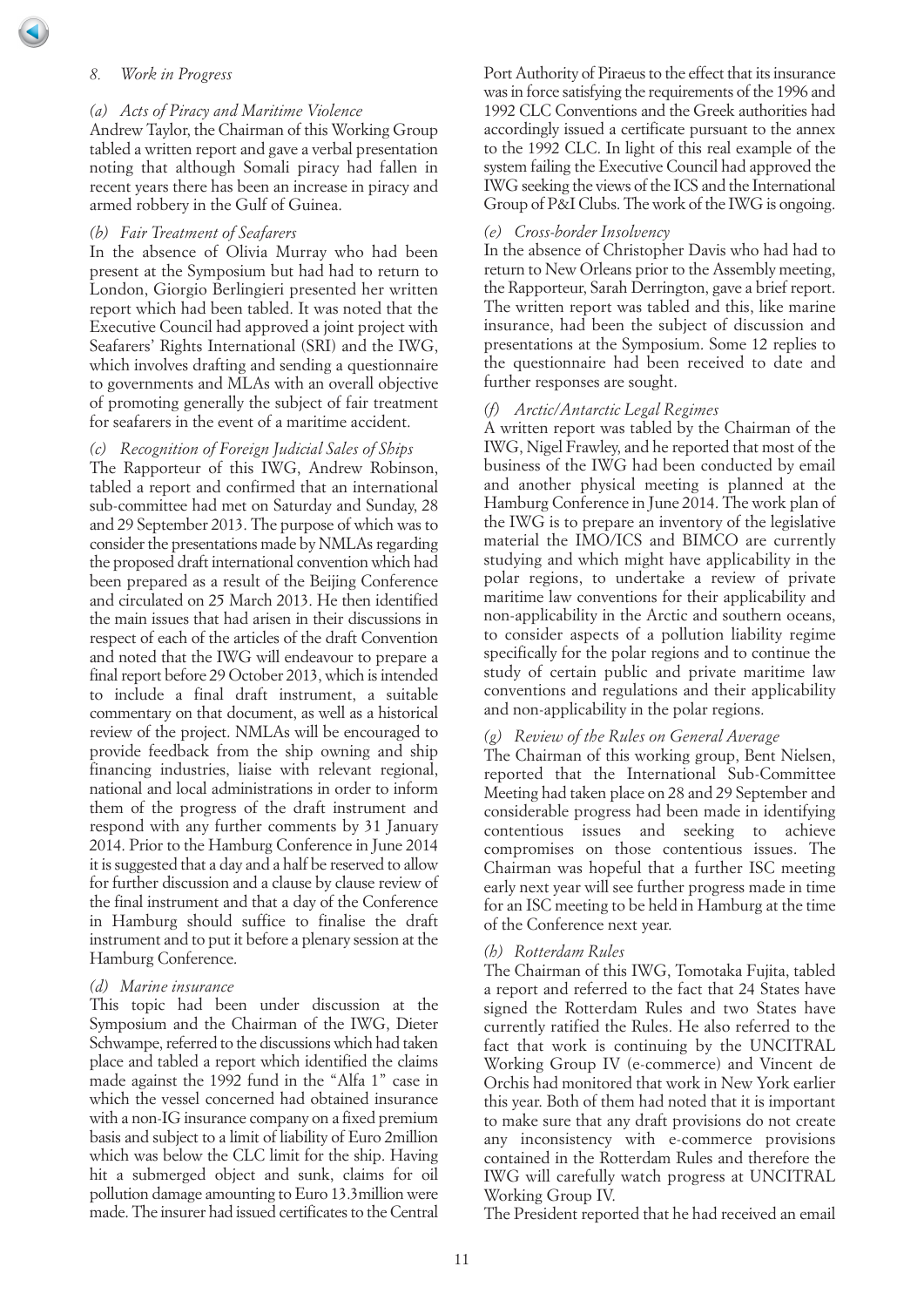## 8. *Work in Progress*

### *(a) Acts of Piracy and Maritime Violence*

Andrew Taylor, the Chairman of this Working Group tabled a written report and gave a verbal presentation noting that although Somali piracy had fallen in recent years there has been an increase in piracy and armed robbery in the Gulf of Guinea.

### *(b) Fair Treatment of Seafarers*

In the absence of Olivia Murray who had been present at the Symposium but had had to return to London, Giorgio Berlingieri presented her written report which had been tabled. It was noted that the Executive Council had approved a joint project with Seafarers' Rights International (SRI) and the IWG, which involves drafting and sending a questionnaire to governments and MLAs with an overall objective of promoting generally the subject of fair treatment for seafarers in the event of a maritime accident.

### *(c) Recognition of Foreign Judicial Sales of Ships*

The Rapporteur of this IWG, Andrew Robinson, tabled a report and confirmed that an international sub-committee had met on Saturday and Sunday, 28 and 29 September 2013. The purpose of which was to consider the presentations made by NMLAs regarding the proposed draft international convention which had been prepared as a result of the Beijing Conference and circulated on 25 March 2013. He then identified the main issues that had arisen in their discussions in respect of each of the articles of the draft Convention and noted that the IWG will endeavour to prepare a final report before 29 October 2013, which is intended to include a final draft instrument, a suitable commentary on that document, as well as a historical review of the project. NMLAs will be encouraged to provide feedback from the ship owning and ship financing industries, liaise with relevant regional, national and local administrations in order to inform them of the progress of the draft instrument and respond with any further comments by 31 January 2014. Prior to the Hamburg Conference in June 2014 it is suggested that a day and a half be reserved to allow for further discussion and a clause by clause review of the final instrument and that a day of the Conference in Hamburg should suffice to finalise the draft instrument and to put it before a plenary session at the Hamburg Conference.

### *(d) Marine insurance*

This topic had been under discussion at the Symposium and the Chairman of the IWG, Dieter Schwampe, referred to the discussions which had taken place and tabled a report which identified the claims made against the 1992 fund in the "Alfa 1" case in which the vessel concerned had obtained insurance with a non-IG insurance company on a fixed premium basis and subject to a limit of liability of Euro 2million which was below the CLC limit for the ship. Having hit a submerged object and sunk, claims for oil pollution damage amounting to Euro 13.3million were made. The insurer had issued certificates to the Central Port Authority of Piraeus to the effect that its insurance was in force satisfying the requirements of the 1996 and 1992 CLC Conventions and the Greek authorities had accordingly issued a certificate pursuant to the annex to the 1992 CLC. In light of this real example of the system failing the Executive Council had approved the IWG seeking the views of the ICS and the International Group of P&I Clubs. The work of the IWG is ongoing.

### *(e) Cross-border Insolvency*

In the absence of Christopher Davis who had had to return to New Orleans prior to the Assembly meeting, the Rapporteur, Sarah Derrington, gave a brief report. The written report was tabled and this, like marine insurance, had been the subject of discussion and presentations at the Symposium. Some 12 replies to the questionnaire had been received to date and further responses are sought.

### *(f) Arctic/Antarctic Legal Regimes*

A written report was tabled by the Chairman of the IWG, Nigel Frawley, and he reported that most of the business of the IWG had been conducted by email and another physical meeting is planned at the Hamburg Conference in June 2014. The work plan of the IWG is to prepare an inventory of the legislative material the IMO/ICS and BIMCO are currently studying and which might have applicability in the polar regions, to undertake a review of private maritime law conventions for their applicability and non-applicability in the Arctic and southern oceans, to consider aspects of a pollution liability regime specifically for the polar regions and to continue the study of certain public and private maritime law conventions and regulations and their applicability and non-applicability in the polar regions.

### *(g) Review of the Rules on General Average*

The Chairman of this working group, Bent Nielsen, reported that the International Sub-Committee Meeting had taken place on 28 and 29 September and considerable progress had been made in identifying contentious issues and seeking to achieve compromises on those contentious issues. The Chairman was hopeful that a further ISC meeting early next year will see further progress made in time for an ISC meeting to be held in Hamburg at the time of the Conference next year.

### *(h) Rotterdam Rules*

The Chairman of this IWG, Tomotaka Fujita, tabled a report and referred to the fact that 24 States have signed the Rotterdam Rules and two States have currently ratified the Rules. He also referred to the fact that work is continuing by the UNCITRAL Working Group IV (e-commerce) and Vincent de Orchis had monitored that work in New York earlier this year. Both of them had noted that it is important to make sure that any draft provisions do not create any inconsistency with e-commerce provisions contained in the Rotterdam Rules and therefore the IWG will carefully watch progress at UNCITRAL Working Group IV.

The President reported that he had received an email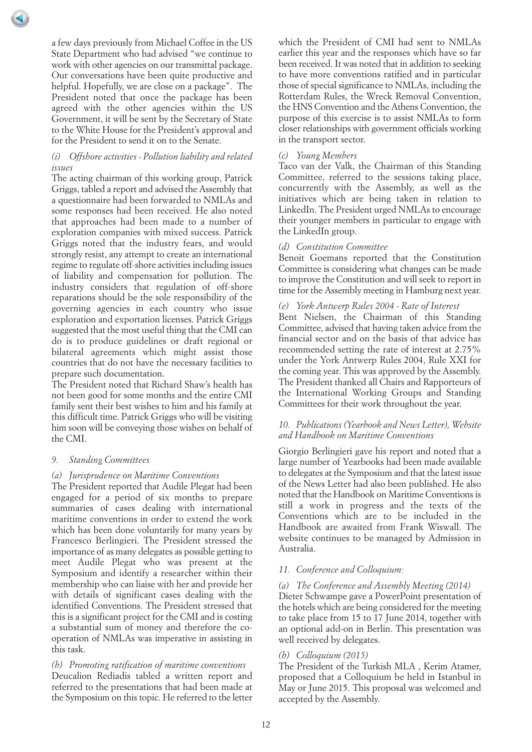a few days previously from Michael Coffee in the US State Department who had advised "we continue to work with other agencies on our transmittal package. Our conversations have been quite productive and helpful. Hopefully, we are close on a package". The President noted that once the package has been agreed with the other agencies within the US Government, it will be sent by the Secretary of State to the White House for the President's approval and for the President to send it on to the Senate.

*(i) Offshore activities - Pollution liability and related issues*

The acting chairman of this working group, Patrick Griggs, tabled a report and advised the Assembly that a questionnaire had been forwarded to NMLAs and some responses had been received. He also noted that approaches had been made to a number of exploration companies with mixed success. Patrick Griggs noted that the industry fears, and would strongly resist, any attempt to create an international regime to regulate off-shore activities including issues of liability and compensation for pollution. The industry considers that regulation of off-shore reparations should be the sole responsibility of the governing agencies in each country who issue exploration and exportation licenses. Patrick Griggs suggested that the most useful thing that the CMI can do is to produce guidelines or draft regional or bilateral agreements which might assist those countries that do not have the necessary facilities to prepare such documentation.

The President noted that Richard Shaw's health has not been good for some months and the entire CMI family sent their best wishes to him and his family at this difficult time. Patrick Griggs who will be visiting him soon will be conveying those wishes on behalf of the CMI.

## 9. Standing Committees

*(a) Jurisprudence on Maritime Conventions*

The President reported that Audile Plegat had been engaged for a period of six months to prepare summaries of cases dealing with international maritime conventions in order to extend the work which has been done voluntarily for many years by Francesco Berlingieri. The President stressed the importance of as many delegates as possible getting to meet Audile Plegat who was present at the Symposium and identify a researcher within their membership who can liaise with her and provide her with details of significant cases dealing with the identified Conventions. The President stressed that this is a significant project for the CMI and is costing a substantial sum of money and therefore the co-operation of NMLAs was imperative in assisting in this task.

*(b) Promoting ratification of maritime conventions*

Deucalion Rediadis tabled a written report and referred to the presentations that had been made at the Symposium on this topic. He referred to the letter which the President of CMI had sent to NMLAs earlier this year and the responses which have so far been received. It was noted that in addition to seeking to have more conventions ratified and in particular those of special significance to NMLAs, including the Rotterdam Rules, the Wreck Removal Convention, the HNS Convention and the Athens Convention, the purpose of this exercise is to assist NMLAs to form closer relationships with government officials working in the transport sector.

*(c) Young Members*

Taco van der Valk, the Chairman of this Standing Committee, referred to the sessions taking place, concurrently with the Assembly, as well as the initiatives which are being taken in relation to LinkedIn. The President urged NMLAs to encourage their younger members in particular to engage with the LinkedIn group.

*(d) Constitution Committee*

Benoit Goemans reported that the Constitution Committee is considering what changes can be made to improve the Constitution and will seek to report in time for the Assembly meeting in Hamburg next year.

*(e) York Antwerp Rules 2004 - Rate of Interest*

Bent Nielsen, the Chairman of this Standing Committee, advised that having taken advice from the financial sector and on the basis of that advice has recommended setting the rate of interest at 2.75% under the York Antwerp Rules 2004, Rule XXI for the coming year. This was approved by the Assembly. The President thanked all Chairs and Rapporteurs of the International Working Groups and Standing Committees for their work throughout the year.

## 10. Publications (Yearbook and News Letter), Website and Handbook on Maritime Conventions

Giorgio Berlingieri gave his report and noted that a large number of Yearbooks had been made available to delegates at the Symposium and that the latest issue of the News Letter had also been published. He also noted that the Handbook on Maritime Conventions is still a work in progress and the texts of the Conventions which are to be included in the Handbook are awaited from Frank Wiswall. The website continues to be managed by Admission in Australia.

## 11. Conference and Colloquium:

*(a) The Conference and Assembly Meeting (2014)*

Dieter Schwampe gave a PowerPoint presentation of the hotels which are being considered for the meeting to take place from 15 to 17 June 2014, together with an optional add-on in Berlin. This presentation was well received by delegates.

*(b) Colloquium (2015)*

The President of the Turkish MLA , Kerim Atamer, proposed that a Colloquium be held in Istanbul in May or June 2015. This proposal was welcomed and accepted by the Assembly.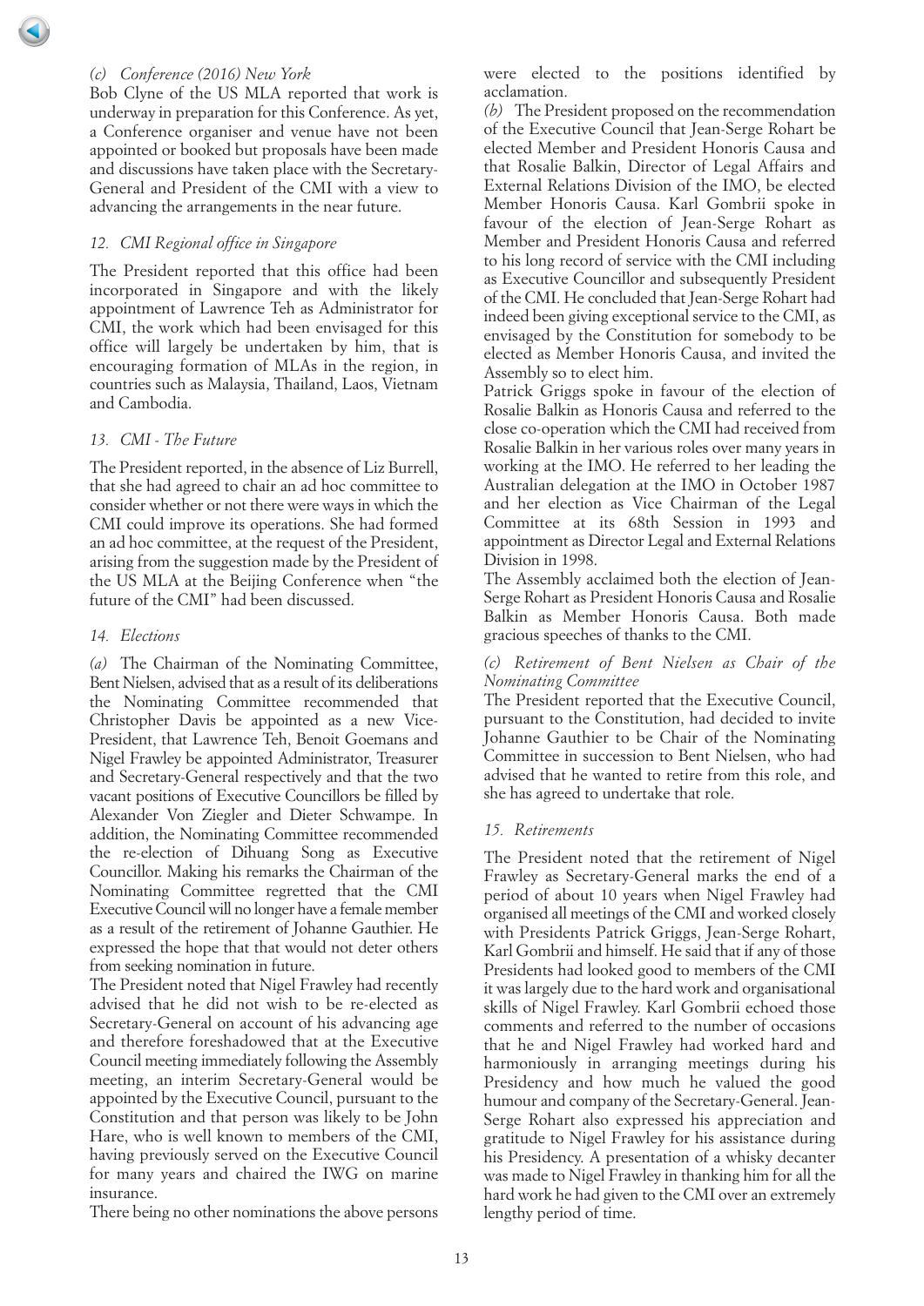*(c) Conference (2016) New York*

Bob Clyne of the US MLA reported that work is underway in preparation for this Conference. As yet, a Conference organiser and venue have not been appointed or booked but proposals have been made and discussions have taken place with the Secretary-General and President of the CMI with a view to advancing the arrangements in the near future.

### *12. CMI Regional office in Singapore*

The President reported that this office had been incorporated in Singapore and with the likely appointment of Lawrence Teh as Administrator for CMI, the work which had been envisaged for this office will largely be undertaken by him, that is encouraging formation of MLAs in the region, in countries such as Malaysia, Thailand, Laos, Vietnam and Cambodia.

### *13. CMI - The Future*

The President reported, in the absence of Liz Burrell, that she had agreed to chair an ad hoc committee to consider whether or not there were ways in which the CMI could improve its operations. She had formed an ad hoc committee, at the request of the President, arising from the suggestion made by the President of the US MLA at the Beijing Conference when "the future of the CMI" had been discussed.

### *14. Elections*

*(a)* The Chairman of the Nominating Committee, Bent Nielsen, advised that as a result of its deliberations the Nominating Committee recommended that Christopher Davis be appointed as a new Vice-President, that Lawrence Teh, Benoit Goemans and Nigel Frawley be appointed Administrator, Treasurer and Secretary-General respectively and that the two vacant positions of Executive Councillors be filled by Alexander Von Ziegler and Dieter Schwampe. In addition, the Nominating Committee recommended the re-election of Dihuang Song as Executive Councillor. Making his remarks the Chairman of the Nominating Committee regretted that the CMI Executive Council will no longer have a female member as a result of the retirement of Johanne Gauthier. He expressed the hope that that would not deter others from seeking nomination in future.

The President noted that Nigel Frawley had recently advised that he did not wish to be re-elected as Secretary-General on account of his advancing age and therefore foreshadowed that at the Executive Council meeting immediately following the Assembly meeting, an interim Secretary-General would be appointed by the Executive Council, pursuant to the Constitution and that person was likely to be John Hare, who is well known to members of the CMI, having previously served on the Executive Council for many years and chaired the IWG on marine insurance.

There being no other nominations the above persons were elected to the positions identified by acclamation.

*(b)* The President proposed on the recommendation of the Executive Council that Jean-Serge Rohart be elected Member and President Honoris Causa and that Rosalie Balkin, Director of Legal Affairs and External Relations Division of the IMO, be elected Member Honoris Causa. Karl Gombrii spoke in favour of the election of Jean-Serge Rohart as Member and President Honoris Causa and referred to his long record of service with the CMI including as Executive Councillor and subsequently President of the CMI. He concluded that Jean-Serge Rohart had indeed been giving exceptional service to the CMI, as envisaged by the Constitution for somebody to be elected as Member Honoris Causa, and invited the Assembly so to elect him.

Patrick Griggs spoke in favour of the election of Rosalie Balkin as Honoris Causa and referred to the close co-operation which the CMI had received from Rosalie Balkin in her various roles over many years in working at the IMO. He referred to her leading the Australian delegation at the IMO in October 1987 and her election as Vice Chairman of the Legal Committee at its 68th Session in 1993 and appointment as Director Legal and External Relations Division in 1998.

The Assembly acclaimed both the election of Jean-Serge Rohart as President Honoris Causa and Rosalie Balkin as Member Honoris Causa. Both made gracious speeches of thanks to the CMI.

*(c) Retirement of Bent Nielsen as Chair of the Nominating Committee*

The President reported that the Executive Council, pursuant to the Constitution, had decided to invite Johanne Gauthier to be Chair of the Nominating Committee in succession to Bent Nielsen, who had advised that he wanted to retire from this role, and she has agreed to undertake that role.

### *15. Retirements*

The President noted that the retirement of Nigel Frawley as Secretary-General marks the end of a period of about 10 years when Nigel Frawley had organised all meetings of the CMI and worked closely with Presidents Patrick Griggs, Jean-Serge Rohart, Karl Gombrii and himself. He said that if any of those Presidents had looked good to members of the CMI it was largely due to the hard work and organisational skills of Nigel Frawley. Karl Gombrii echoed those comments and referred to the number of occasions that he and Nigel Frawley had worked hard and harmoniously in arranging meetings during his Presidency and how much he valued the good humour and company of the Secretary-General. Jean-Serge Rohart also expressed his appreciation and gratitude to Nigel Frawley for his assistance during his Presidency. A presentation of a whisky decanter was made to Nigel Frawley in thanking him for all the hard work he had given to the CMI over an extremely lengthy period of time.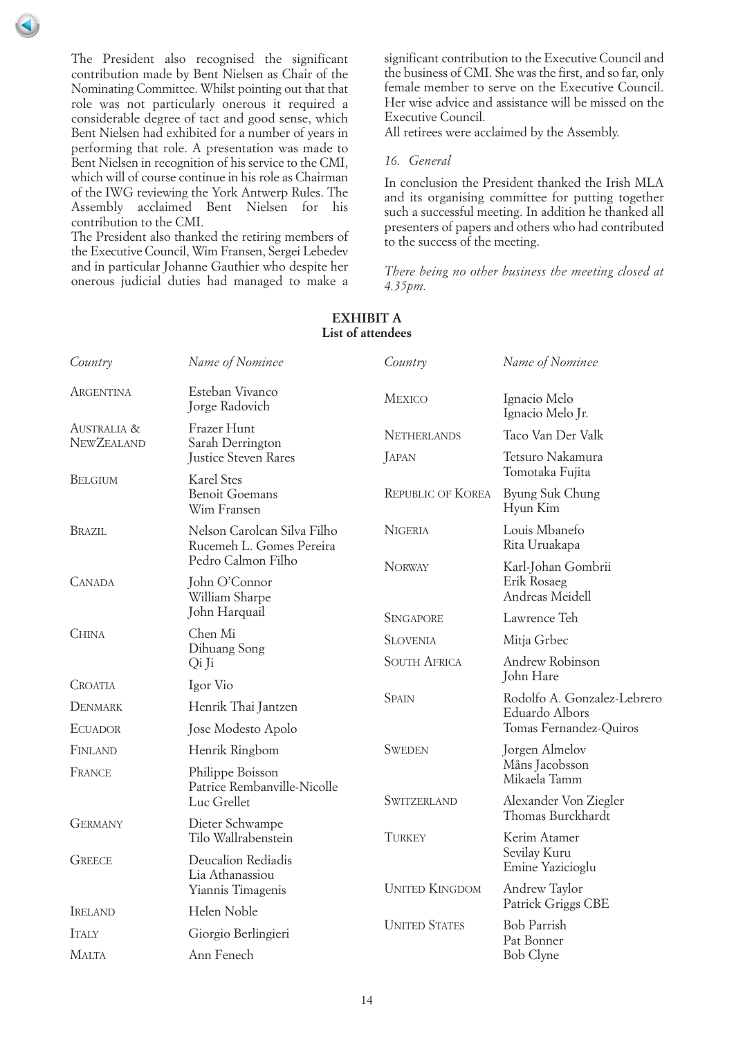The President also recognised the significant contribution made by Bent Nielsen as Chair of the Nominating Committee. Whilst pointing out that that role was not particularly onerous it required a considerable degree of tact and good sense, which Bent Nielsen had exhibited for a number of years in performing that role. A presentation was made to Bent Nielsen in recognition of his service to the CMI, which will of course continue in his role as Chairman of the IWG reviewing the York Antwerp Rules. The Assembly acclaimed Bent Nielsen for his contribution to the CMI.

The President also thanked the retiring members of the Executive Council, Wim Fransen, Sergei Lebedev and in particular Johanne Gauthier who despite her onerous judicial duties had managed to make a significant contribution to the Executive Council and the business of CMI. She was the first, and so far, only female member to serve on the Executive Council. Her wise advice and assistance will be missed on the Executive Council.

All retirees were acclaimed by the Assembly.

*16. General*

In conclusion the President thanked the Irish MLA and its organising committee for putting together such a successful meeting. In addition he thanked all presenters of papers and others who had contributed to the success of the meeting.

*There being no other business the meeting closed at 4.35pm.*

## EXHIBIT A
**List of attendees**

| *Country* | *Name of Nominee* |
|---|---|
| Argentina | Esteban Vivanco<br>Jorge Radovich |
| Australia & NewZealand | Frazer Hunt<br>Sarah Derrington<br>Justice Steven Rares |
| Belgium | Karel Stes<br>Benoit Goemans<br>Wim Fransen |
| Brazil | Nelson Carolcan Silva Filho<br>Rucemeh L. Gomes Pereira<br>Pedro Calmon Filho |
| Canada | John O'Connor<br>William Sharpe<br>John Harquail |
| China | Chen Mi<br>Dihuang Song<br>Qi Ji |
| Croatia | Igor Vio |
| Denmark | Henrik Thai Jantzen |
| Ecuador | Jose Modesto Apolo |
| Finland | Henrik Ringbom |
| France | Philippe Boisson<br>Patrice Rembanville-Nicolle<br>Luc Grellet |
| Germany | Dieter Schwampe<br>Tilo Wallrabenstein |
| Greece | Deucalion Rediadis<br>Lia Athanassiou<br>Yiannis Timagenis |
| Ireland | Helen Noble |
| Italy | Giorgio Berlingieri |
| Malta | Ann Fenech |
| Mexico | Ignacio Melo<br>Ignacio Melo Jr. |
| Netherlands | Taco Van Der Valk |
| Japan | Tetsuro Nakamura<br>Tomotaka Fujita |
| Republic of Korea | Byung Suk Chung<br>Hyun Kim |
| Nigeria | Louis Mbanefo<br>Rita Uruakapa |
| Norway | Karl-Johan Gombrii<br>Erik Rosaeg<br>Andreas Meidell |
| Singapore | Lawrence Teh |
| Slovenia | Mitja Grbec |
| South Africa | Andrew Robinson<br>John Hare |
| Spain | Rodolfo A. Gonzalez-Lebrero<br>Eduardo Albors<br>Tomas Fernandez-Quiros |
| Sweden | Jorgen Almelov<br>Måns Jacobsson<br>Mikaela Tamm |
| Switzerland | Alexander Von Ziegler<br>Thomas Burckhardt |
| Turkey | Kerim Atamer<br>Sevilay Kuru<br>Emine Yazicioglu |
| United Kingdom | Andrew Taylor<br>Patrick Griggs CBE |
| United States | Bob Parrish<br>Pat Bonner<br>Bob Clyne |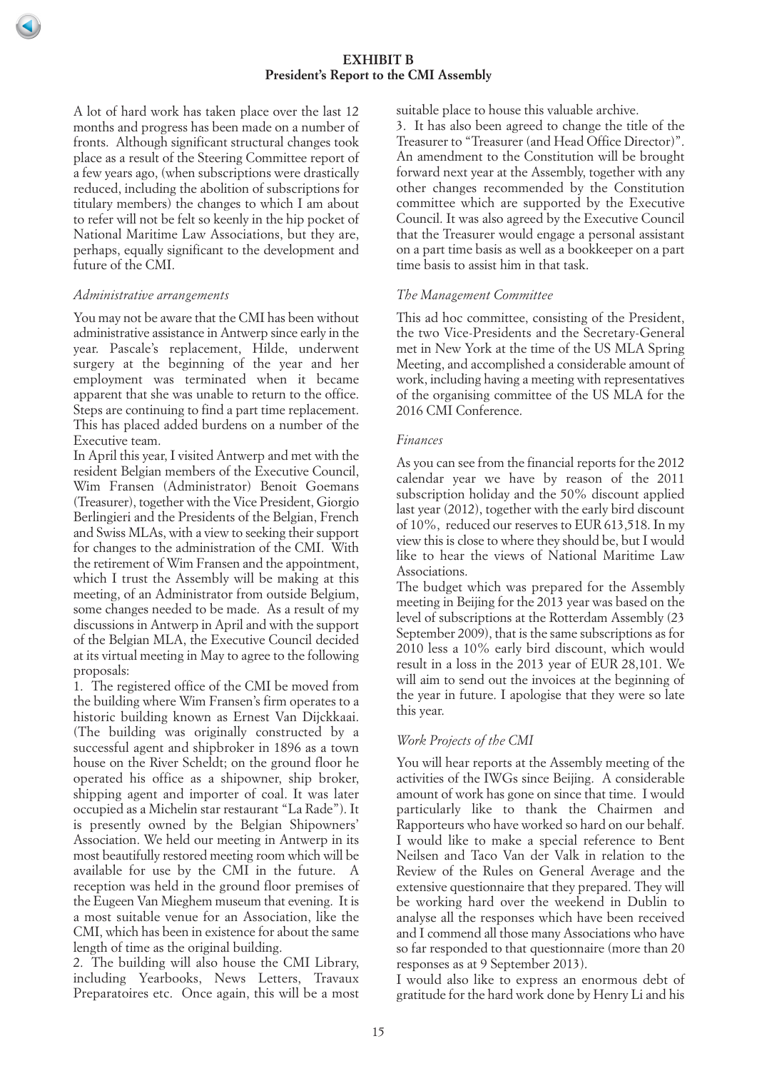**EXHIBIT B**
**President's Report to the CMI Assembly**

A lot of hard work has taken place over the last 12 months and progress has been made on a number of fronts. Although significant structural changes took place as a result of the Steering Committee report of a few years ago, (when subscriptions were drastically reduced, including the abolition of subscriptions for titulary members) the changes to which I am about to refer will not be felt so keenly in the hip pocket of National Maritime Law Associations, but they are, perhaps, equally significant to the development and future of the CMI.

*Administrative arrangements*

You may not be aware that the CMI has been without administrative assistance in Antwerp since early in the year. Pascale's replacement, Hilde, underwent surgery at the beginning of the year and her employment was terminated when it became apparent that she was unable to return to the office. Steps are continuing to find a part time replacement. This has placed added burdens on a number of the Executive team.

In April this year, I visited Antwerp and met with the resident Belgian members of the Executive Council, Wim Fransen (Administrator) Benoit Goemans (Treasurer), together with the Vice President, Giorgio Berlingieri and the Presidents of the Belgian, French and Swiss MLAs, with a view to seeking their support for changes to the administration of the CMI. With the retirement of Wim Fransen and the appointment, which I trust the Assembly will be making at this meeting, of an Administrator from outside Belgium, some changes needed to be made. As a result of my discussions in Antwerp in April and with the support of the Belgian MLA, the Executive Council decided at its virtual meeting in May to agree to the following proposals:

1. The registered office of the CMI be moved from the building where Wim Fransen's firm operates to a historic building known as Ernest Van Dijckkaai. (The building was originally constructed by a successful agent and shipbroker in 1896 as a town house on the River Scheldt; on the ground floor he operated his office as a shipowner, ship broker, shipping agent and importer of coal. It was later occupied as a Michelin star restaurant "La Rade"). It is presently owned by the Belgian Shipowners' Association. We held our meeting in Antwerp in its most beautifully restored meeting room which will be available for use by the CMI in the future. A reception was held in the ground floor premises of the Eugeen Van Mieghem museum that evening. It is a most suitable venue for an Association, like the CMI, which has been in existence for about the same length of time as the original building.
2. The building will also house the CMI Library, including Yearbooks, News Letters, Travaux Preparatoires etc. Once again, this will be a most suitable place to house this valuable archive.
3. It has also been agreed to change the title of the Treasurer to "Treasurer (and Head Office Director)". An amendment to the Constitution will be brought forward next year at the Assembly, together with any other changes recommended by the Constitution committee which are supported by the Executive Council. It was also agreed by the Executive Council that the Treasurer would engage a personal assistant on a part time basis as well as a bookkeeper on a part time basis to assist him in that task.

*The Management Committee*

This ad hoc committee, consisting of the President, the two Vice-Presidents and the Secretary-General met in New York at the time of the US MLA Spring Meeting, and accomplished a considerable amount of work, including having a meeting with representatives of the organising committee of the US MLA for the 2016 CMI Conference.

*Finances*

As you can see from the financial reports for the 2012 calendar year we have by reason of the 2011 subscription holiday and the 50% discount applied last year (2012), together with the early bird discount of 10%, reduced our reserves to EUR 613,518. In my view this is close to where they should be, but I would like to hear the views of National Maritime Law Associations.

The budget which was prepared for the Assembly meeting in Beijing for the 2013 year was based on the level of subscriptions at the Rotterdam Assembly (23 September 2009), that is the same subscriptions as for 2010 less a 10% early bird discount, which would result in a loss in the 2013 year of EUR 28,101. We will aim to send out the invoices at the beginning of the year in future. I apologise that they were so late this year.

*Work Projects of the CMI*

You will hear reports at the Assembly meeting of the activities of the IWGs since Beijing. A considerable amount of work has gone on since that time. I would particularly like to thank the Chairmen and Rapporteurs who have worked so hard on our behalf. I would like to make a special reference to Bent Neilsen and Taco Van der Valk in relation to the Review of the Rules on General Average and the extensive questionnaire that they prepared. They will be working hard over the weekend in Dublin to analyse all the responses which have been received and I commend all those many Associations who have so far responded to that questionnaire (more than 20 responses as at 9 September 2013).

I would also like to express an enormous debt of gratitude for the hard work done by Henry Li and his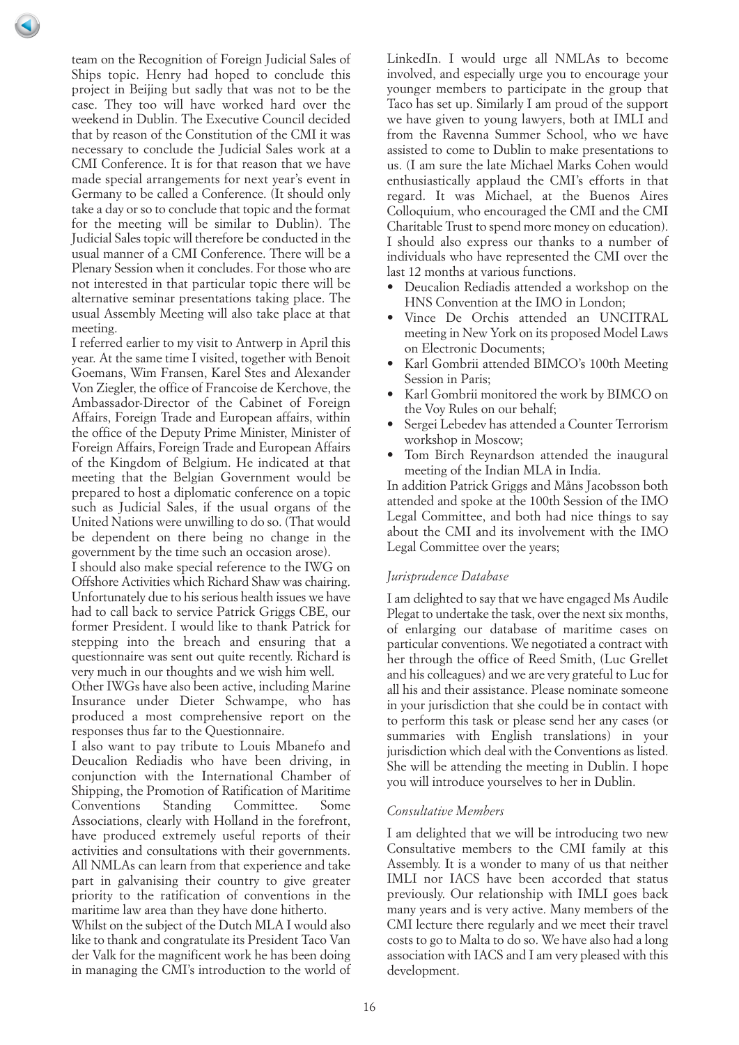team on the Recognition of Foreign Judicial Sales of Ships topic. Henry had hoped to conclude this project in Beijing but sadly that was not to be the case. They too will have worked hard over the weekend in Dublin. The Executive Council decided that by reason of the Constitution of the CMI it was necessary to conclude the Judicial Sales work at a CMI Conference. It is for that reason that we have made special arrangements for next year's event in Germany to be called a Conference. (It should only take a day or so to conclude that topic and the format for the meeting will be similar to Dublin). The Judicial Sales topic will therefore be conducted in the usual manner of a CMI Conference. There will be a Plenary Session when it concludes. For those who are not interested in that particular topic there will be alternative seminar presentations taking place. The usual Assembly Meeting will also take place at that meeting.

I referred earlier to my visit to Antwerp in April this year. At the same time I visited, together with Benoit Goemans, Wim Fransen, Karel Stes and Alexander Von Ziegler, the office of Francoise de Kerchove, the Ambassador-Director of the Cabinet of Foreign Affairs, Foreign Trade and European affairs, within the office of the Deputy Prime Minister, Minister of Foreign Affairs, Foreign Trade and European Affairs of the Kingdom of Belgium. He indicated at that meeting that the Belgian Government would be prepared to host a diplomatic conference on a topic such as Judicial Sales, if the usual organs of the United Nations were unwilling to do so. (That would be dependent on there being no change in the government by the time such an occasion arose).

I should also make special reference to the IWG on Offshore Activities which Richard Shaw was chairing. Unfortunately due to his serious health issues we have had to call back to service Patrick Griggs CBE, our former President. I would like to thank Patrick for stepping into the breach and ensuring that a questionnaire was sent out quite recently. Richard is very much in our thoughts and we wish him well.

Other IWGs have also been active, including Marine Insurance under Dieter Schwampe, who has produced a most comprehensive report on the responses thus far to the Questionnaire.

I also want to pay tribute to Louis Mbanefo and Deucalion Rediadis who have been driving, in conjunction with the International Chamber of Shipping, the Promotion of Ratification of Maritime Conventions Standing Committee. Some Associations, clearly with Holland in the forefront, have produced extremely useful reports of their activities and consultations with their governments. All NMLAs can learn from that experience and take part in galvanising their country to give greater priority to the ratification of conventions in the maritime law area than they have done hitherto.

Whilst on the subject of the Dutch MLA I would also like to thank and congratulate its President Taco Van der Valk for the magnificent work he has been doing in managing the CMI's introduction to the world of LinkedIn. I would urge all NMLAs to become involved, and especially urge you to encourage your younger members to participate in the group that Taco has set up. Similarly I am proud of the support we have given to young lawyers, both at IMLI and from the Ravenna Summer School, who we have assisted to come to Dublin to make presentations to us. (I am sure the late Michael Marks Cohen would enthusiastically applaud the CMI's efforts in that regard. It was Michael, at the Buenos Aires Colloquium, who encouraged the CMI and the CMI Charitable Trust to spend more money on education). I should also express our thanks to a number of individuals who have represented the CMI over the last 12 months at various functions.

- Deucalion Rediadis attended a workshop on the HNS Convention at the IMO in London;
- Vince De Orchis attended an UNCITRAL meeting in New York on its proposed Model Laws on Electronic Documents;
- Karl Gombrii attended BIMCO's 100th Meeting Session in Paris;
- Karl Gombrii monitored the work by BIMCO on the Voy Rules on our behalf;
- Sergei Lebedev has attended a Counter Terrorism workshop in Moscow;
- Tom Birch Reynardson attended the inaugural meeting of the Indian MLA in India.

In addition Patrick Griggs and Måns Jacobsson both attended and spoke at the 100th Session of the IMO Legal Committee, and both had nice things to say about the CMI and its involvement with the IMO Legal Committee over the years;

*Jurisprudence Database*

I am delighted to say that we have engaged Ms Audile Plegat to undertake the task, over the next six months, of enlarging our database of maritime cases on particular conventions. We negotiated a contract with her through the office of Reed Smith, (Luc Grellet and his colleagues) and we are very grateful to Luc for all his and their assistance. Please nominate someone in your jurisdiction that she could be in contact with to perform this task or please send her any cases (or summaries with English translations) in your jurisdiction which deal with the Conventions as listed. She will be attending the meeting in Dublin. I hope you will introduce yourselves to her in Dublin.

*Consultative Members*

I am delighted that we will be introducing two new Consultative members to the CMI family at this Assembly. It is a wonder to many of us that neither IMLI nor IACS have been accorded that status previously. Our relationship with IMLI goes back many years and is very active. Many members of the CMI lecture there regularly and we meet their travel costs to go to Malta to do so. We have also had a long association with IACS and I am very pleased with this development.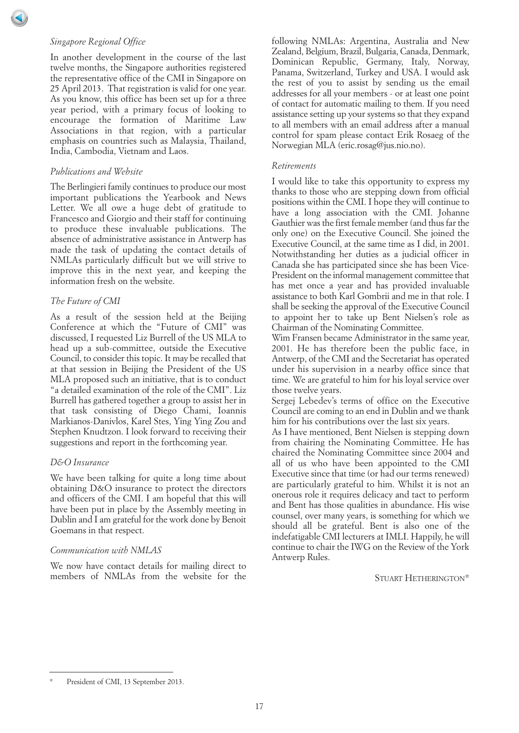*Singapore Regional Office*

In another development in the course of the last twelve months, the Singapore authorities registered the representative office of the CMI in Singapore on 25 April 2013. That registration is valid for one year. As you know, this office has been set up for a three year period, with a primary focus of looking to encourage the formation of Maritime Law Associations in that region, with a particular emphasis on countries such as Malaysia, Thailand, India, Cambodia, Vietnam and Laos.

*Publications and Website*

The Berlingieri family continues to produce our most important publications the Yearbook and News Letter. We all owe a huge debt of gratitude to Francesco and Giorgio and their staff for continuing to produce these invaluable publications. The absence of administrative assistance in Antwerp has made the task of updating the contact details of NMLAs particularly difficult but we will strive to improve this in the next year, and keeping the information fresh on the website.

*The Future of CMI*

As a result of the session held at the Beijing Conference at which the "Future of CMI" was discussed, I requested Liz Burrell of the US MLA to head up a sub-committee, outside the Executive Council, to consider this topic. It may be recalled that at that session in Beijing the President of the US MLA proposed such an initiative, that is to conduct "a detailed examination of the role of the CMI". Liz Burrell has gathered together a group to assist her in that task consisting of Diego Chami, Ioannis Markianos-Danivlos, Karel Stes, Ying Ying Zou and Stephen Knudtzon. I look forward to receiving their suggestions and report in the forthcoming year.

*D&O Insurance*

We have been talking for quite a long time about obtaining D&O insurance to protect the directors and officers of the CMI. I am hopeful that this will have been put in place by the Assembly meeting in Dublin and I am grateful for the work done by Benoit Goemans in that respect.

*Communication with NMLAS*

We now have contact details for mailing direct to members of NMLAs from the website for the following NMLAs: Argentina, Australia and New Zealand, Belgium, Brazil, Bulgaria, Canada, Denmark, Dominican Republic, Germany, Italy, Norway, Panama, Switzerland, Turkey and USA. I would ask the rest of you to assist by sending us the email addresses for all your members - or at least one point of contact for automatic mailing to them. If you need assistance setting up your systems so that they expand to all members with an email address after a manual control for spam please contact Erik Rosaeg of the Norwegian MLA (eric.rosag@jus.nio.no).

*Retirements*

I would like to take this opportunity to express my thanks to those who are stepping down from official positions within the CMI. I hope they will continue to have a long association with the CMI. Johanne Gauthier was the first female member (and thus far the only one) on the Executive Council. She joined the Executive Council, at the same time as I did, in 2001. Notwithstanding her duties as a judicial officer in Canada she has participated since she has been Vice-President on the informal management committee that has met once a year and has provided invaluable assistance to both Karl Gombrii and me in that role. I shall be seeking the approval of the Executive Council to appoint her to take up Bent Nielsen's role as Chairman of the Nominating Committee.

Wim Fransen became Administrator in the same year, 2001. He has therefore been the public face, in Antwerp, of the CMI and the Secretariat has operated under his supervision in a nearby office since that time. We are grateful to him for his loyal service over those twelve years.

Sergej Lebedev's terms of office on the Executive Council are coming to an end in Dublin and we thank him for his contributions over the last six years.

As I have mentioned, Bent Nielsen is stepping down from chairing the Nominating Committee. He has chaired the Nominating Committee since 2004 and all of us who have been appointed to the CMI Executive since that time (or had our terms renewed) are particularly grateful to him. Whilst it is not an onerous role it requires delicacy and tact to perform and Bent has those qualities in abundance. His wise counsel, over many years, is something for which we should all be grateful. Bent is also one of the indefatigable CMI lecturers at IMLI. Happily, he will continue to chair the IWG on the Review of the York Antwerp Rules.

STUART HETHERINGTON*

\* President of CMI, 13 September 2013.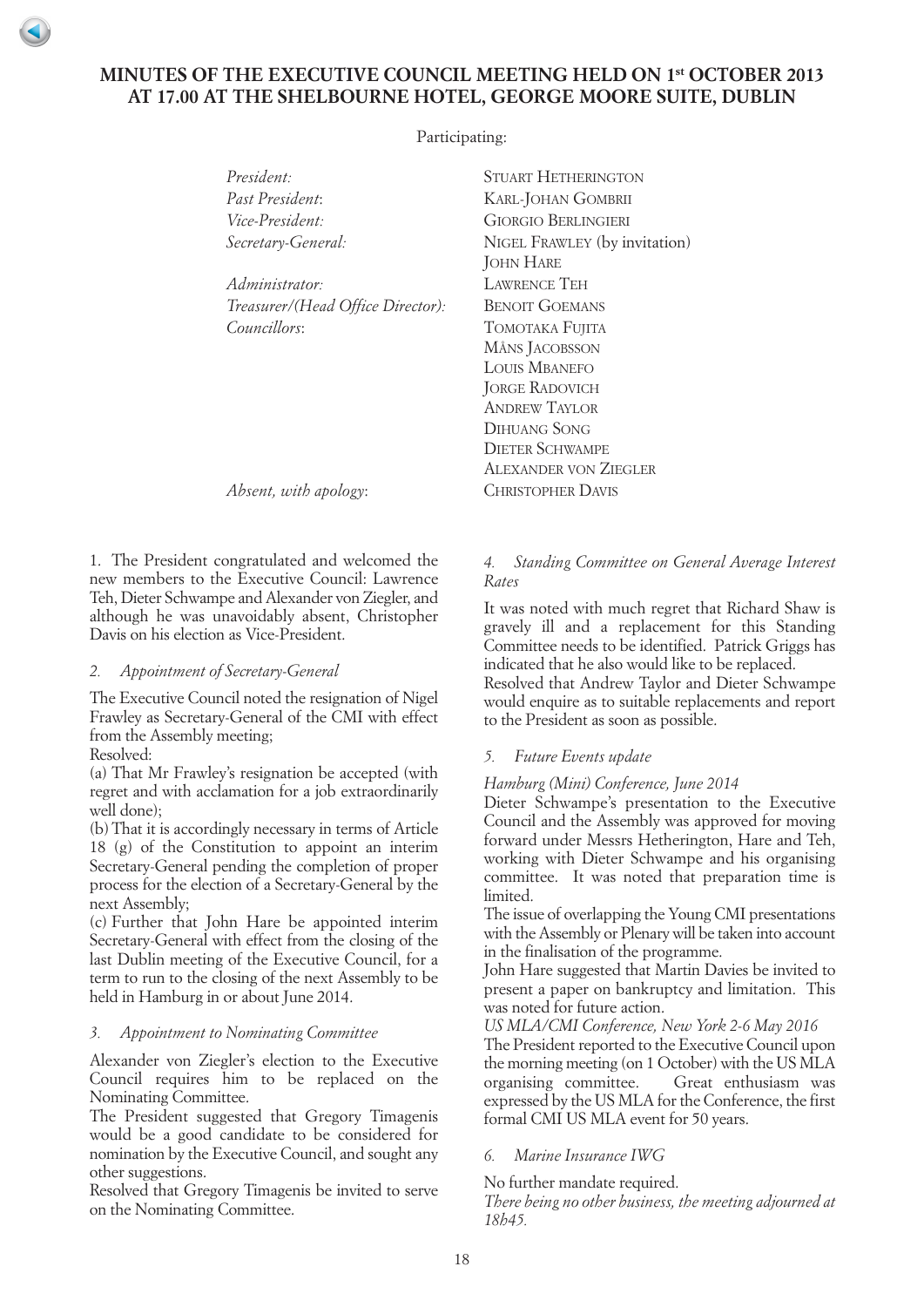# MINUTES OF THE EXECUTIVE COUNCIL MEETING HELD ON 1st OCTOBER 2013 AT 17.00 AT THE SHELBOURNE HOTEL, GEORGE MOORE SUITE, DUBLIN

Participating:

| | |
|---|---|
| *President:* | STUART HETHERINGTON |
| *Past President*: | KARL-JOHAN GOMBRII |
| *Vice-President:* | GIORGIO BERLINGIERI |
| *Secretary-General:* | NIGEL FRAWLEY (by invitation) |
| | JOHN HARE |
| *Administrator:* | LAWRENCE TEH |
| *Treasurer/(Head Office Director):* | BENOIT GOEMANS |
| *Councillors*: | TOMOTAKA FUJITA |
| | MÅNS JACOBSSON |
| | LOUIS MBANEFO |
| | JORGE RADOVICH |
| | ANDREW TAYLOR |
| | DIHUANG SONG |
| | DIETER SCHWAMPE |
| | ALEXANDER VON ZIEGLER |
| *Absent, with apology*: | CHRISTOPHER DAVIS |

1. The President congratulated and welcomed the new members to the Executive Council: Lawrence Teh, Dieter Schwampe and Alexander von Ziegler, and although he was unavoidably absent, Christopher Davis on his election as Vice-President.

*2. Appointment of Secretary-General*

The Executive Council noted the resignation of Nigel Frawley as Secretary-General of the CMI with effect from the Assembly meeting;

Resolved:

(a) That Mr Frawley's resignation be accepted (with regret and with acclamation for a job extraordinarily well done);

(b) That it is accordingly necessary in terms of Article 18 (g) of the Constitution to appoint an interim Secretary-General pending the completion of proper process for the election of a Secretary-General by the next Assembly;

(c) Further that John Hare be appointed interim Secretary-General with effect from the closing of the last Dublin meeting of the Executive Council, for a term to run to the closing of the next Assembly to be held in Hamburg in or about June 2014.

*3. Appointment to Nominating Committee*

Alexander von Ziegler's election to the Executive Council requires him to be replaced on the Nominating Committee.

The President suggested that Gregory Timagenis would be a good candidate to be considered for nomination by the Executive Council, and sought any other suggestions.

Resolved that Gregory Timagenis be invited to serve on the Nominating Committee.

*4. Standing Committee on General Average Interest Rates*

It was noted with much regret that Richard Shaw is gravely ill and a replacement for this Standing Committee needs to be identified. Patrick Griggs has indicated that he also would like to be replaced.

Resolved that Andrew Taylor and Dieter Schwampe would enquire as to suitable replacements and report to the President as soon as possible.

*5. Future Events update*

*Hamburg (Mini) Conference, June 2014*

Dieter Schwampe's presentation to the Executive Council and the Assembly was approved for moving forward under Messrs Hetherington, Hare and Teh, working with Dieter Schwampe and his organising committee. It was noted that preparation time is limited.

The issue of overlapping the Young CMI presentations with the Assembly or Plenary will be taken into account in the finalisation of the programme.

John Hare suggested that Martin Davies be invited to present a paper on bankruptcy and limitation. This was noted for future action.

*US MLA/CMI Conference, New York 2-6 May 2016*

The President reported to the Executive Council upon the morning meeting (on 1 October) with the US MLA organising committee. Great enthusiasm was expressed by the US MLA for the Conference, the first formal CMI US MLA event for 50 years.

*6. Marine Insurance IWG*

No further mandate required.

*There being no other business, the meeting adjourned at 18h45.*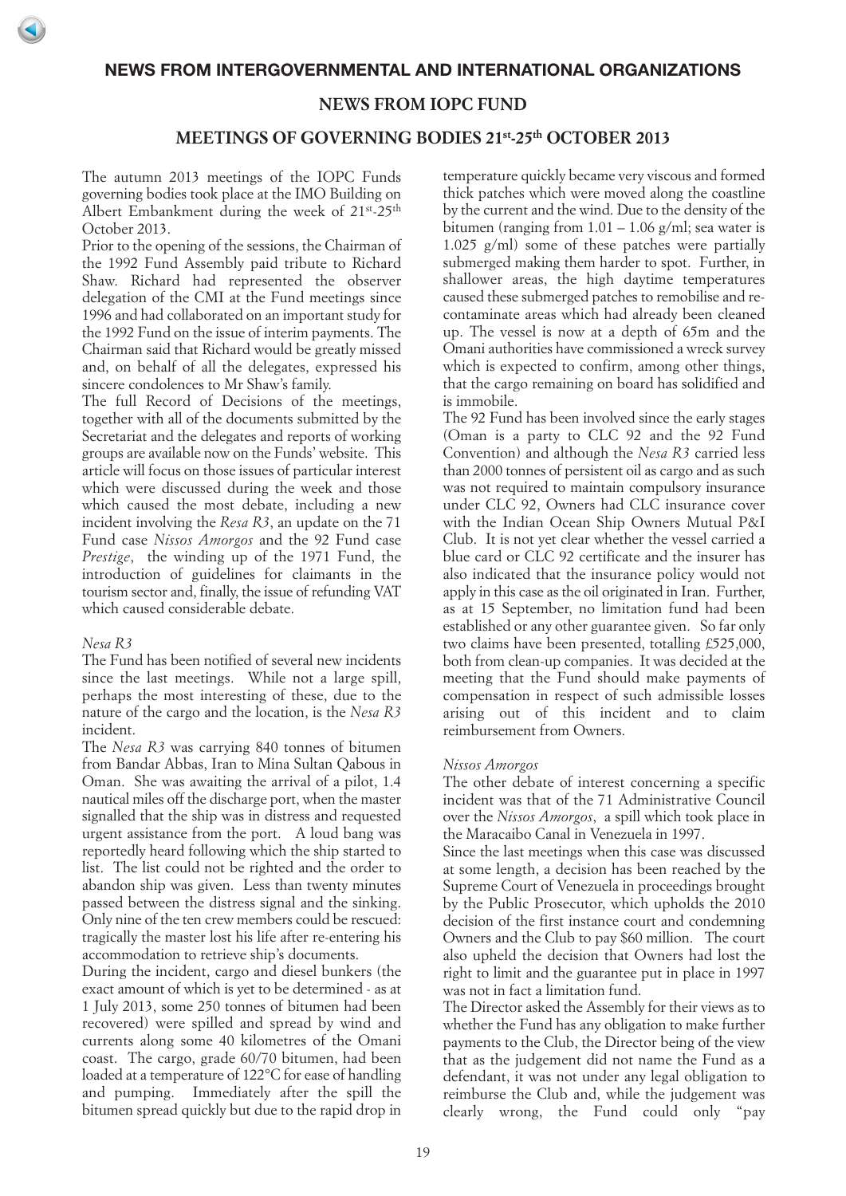# NEWS FROM INTERGOVERNMENTAL AND INTERNATIONAL ORGANIZATIONS

## NEWS FROM IOPC FUND

## MEETINGS OF GOVERNING BODIES 21st-25th OCTOBER 2013

The autumn 2013 meetings of the IOPC Funds governing bodies took place at the IMO Building on Albert Embankment during the week of 21st-25th October 2013.

Prior to the opening of the sessions, the Chairman of the 1992 Fund Assembly paid tribute to Richard Shaw. Richard had represented the observer delegation of the CMI at the Fund meetings since 1996 and had collaborated on an important study for the 1992 Fund on the issue of interim payments. The Chairman said that Richard would be greatly missed and, on behalf of all the delegates, expressed his sincere condolences to Mr Shaw's family.

The full Record of Decisions of the meetings, together with all of the documents submitted by the Secretariat and the delegates and reports of working groups are available now on the Funds' website. This article will focus on those issues of particular interest which were discussed during the week and those which caused the most debate, including a new incident involving the *Resa R3*, an update on the 71 Fund case *Nissos Amorgos* and the 92 Fund case *Prestige*, the winding up of the 1971 Fund, the introduction of guidelines for claimants in the tourism sector and, finally, the issue of refunding VAT which caused considerable debate.

*Nesa R3*

The Fund has been notified of several new incidents since the last meetings. While not a large spill, perhaps the most interesting of these, due to the nature of the cargo and the location, is the *Nesa R3* incident.

The *Nesa R3* was carrying 840 tonnes of bitumen from Bandar Abbas, Iran to Mina Sultan Qabous in Oman. She was awaiting the arrival of a pilot, 1.4 nautical miles off the discharge port, when the master signalled that the ship was in distress and requested urgent assistance from the port. A loud bang was reportedly heard following which the ship started to list. The list could not be righted and the order to abandon ship was given. Less than twenty minutes passed between the distress signal and the sinking. Only nine of the ten crew members could be rescued: tragically the master lost his life after re-entering his accommodation to retrieve ship's documents.

During the incident, cargo and diesel bunkers (the exact amount of which is yet to be determined - as at 1 July 2013, some 250 tonnes of bitumen had been recovered) were spilled and spread by wind and currents along some 40 kilometres of the Omani coast. The cargo, grade 60/70 bitumen, had been loaded at a temperature of 122°C for ease of handling and pumping. Immediately after the spill the bitumen spread quickly but due to the rapid drop in temperature quickly became very viscous and formed thick patches which were moved along the coastline by the current and the wind. Due to the density of the bitumen (ranging from 1.01 – 1.06 g/ml; sea water is 1.025 g/ml) some of these patches were partially submerged making them harder to spot. Further, in shallower areas, the high daytime temperatures caused these submerged patches to remobilise and re-contaminate areas which had already been cleaned up. The vessel is now at a depth of 65m and the Omani authorities have commissioned a wreck survey which is expected to confirm, among other things, that the cargo remaining on board has solidified and is immobile.

The 92 Fund has been involved since the early stages (Oman is a party to CLC 92 and the 92 Fund Convention) and although the *Nesa R3* carried less than 2000 tonnes of persistent oil as cargo and as such was not required to maintain compulsory insurance under CLC 92, Owners had CLC insurance cover with the Indian Ocean Ship Owners Mutual P&I Club. It is not yet clear whether the vessel carried a blue card or CLC 92 certificate and the insurer has also indicated that the insurance policy would not apply in this case as the oil originated in Iran. Further, as at 15 September, no limitation fund had been established or any other guarantee given. So far only two claims have been presented, totalling £525,000, both from clean-up companies. It was decided at the meeting that the Fund should make payments of compensation in respect of such admissible losses arising out of this incident and to claim reimbursement from Owners.

*Nissos Amorgos*

The other debate of interest concerning a specific incident was that of the 71 Administrative Council over the *Nissos Amorgos*, a spill which took place in the Maracaibo Canal in Venezuela in 1997.

Since the last meetings when this case was discussed at some length, a decision has been reached by the Supreme Court of Venezuela in proceedings brought by the Public Prosecutor, which upholds the 2010 decision of the first instance court and condemning Owners and the Club to pay $60 million. The court also upheld the decision that Owners had lost the right to limit and the guarantee put in place in 1997 was not in fact a limitation fund.

The Director asked the Assembly for their views as to whether the Fund has any obligation to make further payments to the Club, the Director being of the view that as the judgement did not name the Fund as a defendant, it was not under any legal obligation to reimburse the Club and, while the judgement was clearly wrong, the Fund could only "pay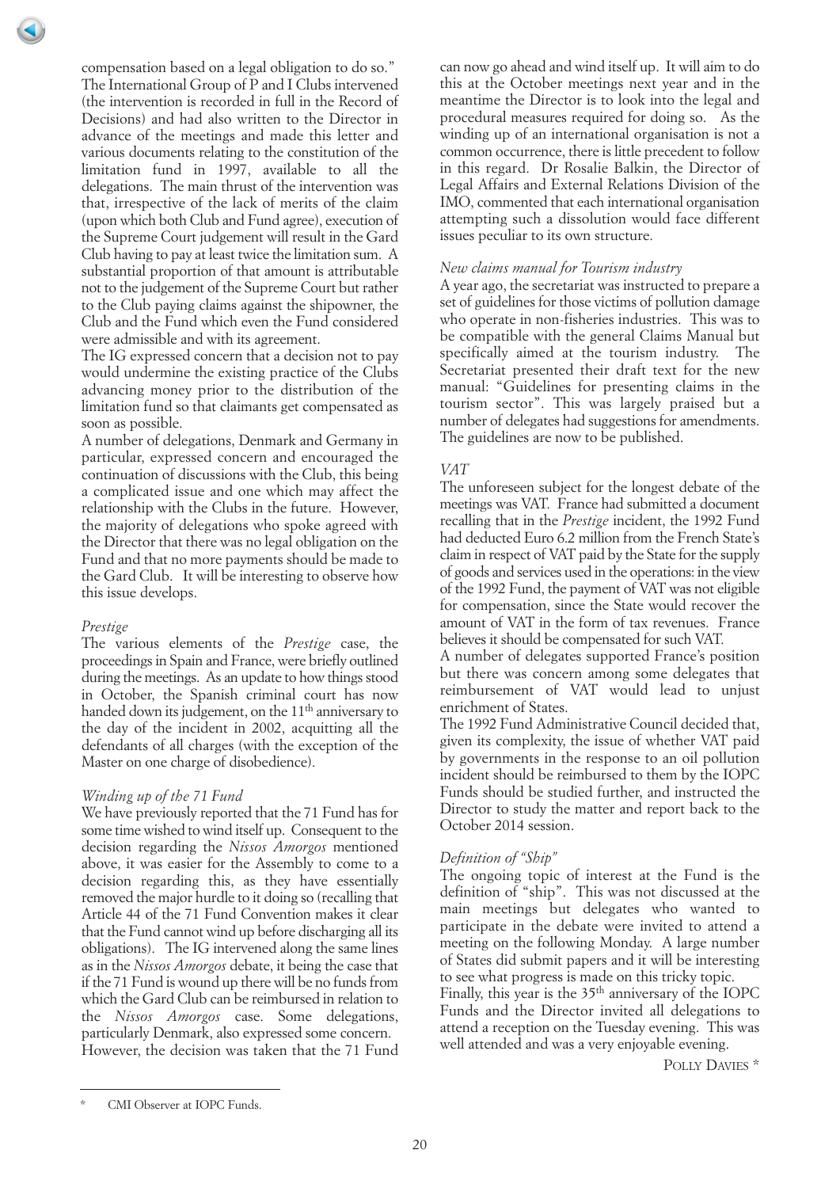compensation based on a legal obligation to do so."

The International Group of P and I Clubs intervened (the intervention is recorded in full in the Record of Decisions) and had also written to the Director in advance of the meetings and made this letter and various documents relating to the constitution of the limitation fund in 1997, available to all the delegations. The main thrust of the intervention was that, irrespective of the lack of merits of the claim (upon which both Club and Fund agree), execution of the Supreme Court judgement will result in the Gard Club having to pay at least twice the limitation sum. A substantial proportion of that amount is attributable not to the judgement of the Supreme Court but rather to the Club paying claims against the shipowner, the Club and the Fund which even the Fund considered were admissible and with its agreement.

The IG expressed concern that a decision not to pay would undermine the existing practice of the Clubs advancing money prior to the distribution of the limitation fund so that claimants get compensated as soon as possible.

A number of delegations, Denmark and Germany in particular, expressed concern and encouraged the continuation of discussions with the Club, this being a complicated issue and one which may affect the relationship with the Clubs in the future. However, the majority of delegations who spoke agreed with the Director that there was no legal obligation on the Fund and that no more payments should be made to the Gard Club. It will be interesting to observe how this issue develops.

*Prestige*

The various elements of the *Prestige* case, the proceedings in Spain and France, were briefly outlined during the meetings. As an update to how things stood in October, the Spanish criminal court has now handed down its judgement, on the 11th anniversary to the day of the incident in 2002, acquitting all the defendants of all charges (with the exception of the Master on one charge of disobedience).

*Winding up of the 71 Fund*

We have previously reported that the 71 Fund has for some time wished to wind itself up. Consequent to the decision regarding the *Nissos Amorgos* mentioned above, it was easier for the Assembly to come to a decision regarding this, as they have essentially removed the major hurdle to it doing so (recalling that Article 44 of the 71 Fund Convention makes it clear that the Fund cannot wind up before discharging all its obligations). The IG intervened along the same lines as in the *Nissos Amorgos* debate, it being the case that if the 71 Fund is wound up there will be no funds from which the Gard Club can be reimbursed in relation to the *Nissos Amorgos* case. Some delegations, particularly Denmark, also expressed some concern. However, the decision was taken that the 71 Fund can now go ahead and wind itself up. It will aim to do this at the October meetings next year and in the meantime the Director is to look into the legal and procedural measures required for doing so. As the winding up of an international organisation is not a common occurrence, there is little precedent to follow in this regard. Dr Rosalie Balkin, the Director of Legal Affairs and External Relations Division of the IMO, commented that each international organisation attempting such a dissolution would face different issues peculiar to its own structure.

*New claims manual for Tourism industry*

A year ago, the secretariat was instructed to prepare a set of guidelines for those victims of pollution damage who operate in non-fisheries industries. This was to be compatible with the general Claims Manual but specifically aimed at the tourism industry. The Secretariat presented their draft text for the new manual: "Guidelines for presenting claims in the tourism sector". This was largely praised but a number of delegates had suggestions for amendments. The guidelines are now to be published.

*VAT*

The unforeseen subject for the longest debate of the meetings was VAT. France had submitted a document recalling that in the *Prestige* incident, the 1992 Fund had deducted Euro 6.2 million from the French State's claim in respect of VAT paid by the State for the supply of goods and services used in the operations: in the view of the 1992 Fund, the payment of VAT was not eligible for compensation, since the State would recover the amount of VAT in the form of tax revenues. France believes it should be compensated for such VAT.

A number of delegates supported France's position but there was concern among some delegates that reimbursement of VAT would lead to unjust enrichment of States.

The 1992 Fund Administrative Council decided that, given its complexity, the issue of whether VAT paid by governments in the response to an oil pollution incident should be reimbursed to them by the IOPC Funds should be studied further, and instructed the Director to study the matter and report back to the October 2014 session.

*Definition of "Ship"*

The ongoing topic of interest at the Fund is the definition of "ship". This was not discussed at the main meetings but delegates who wanted to participate in the debate were invited to attend a meeting on the following Monday. A large number of States did submit papers and it will be interesting to see what progress is made on this tricky topic.

Finally, this year is the 35th anniversary of the IOPC Funds and the Director invited all delegations to attend a reception on the Tuesday evening. This was well attended and was a very enjoyable evening.

POLLY DAVIES *

\* CMI Observer at IOPC Funds.